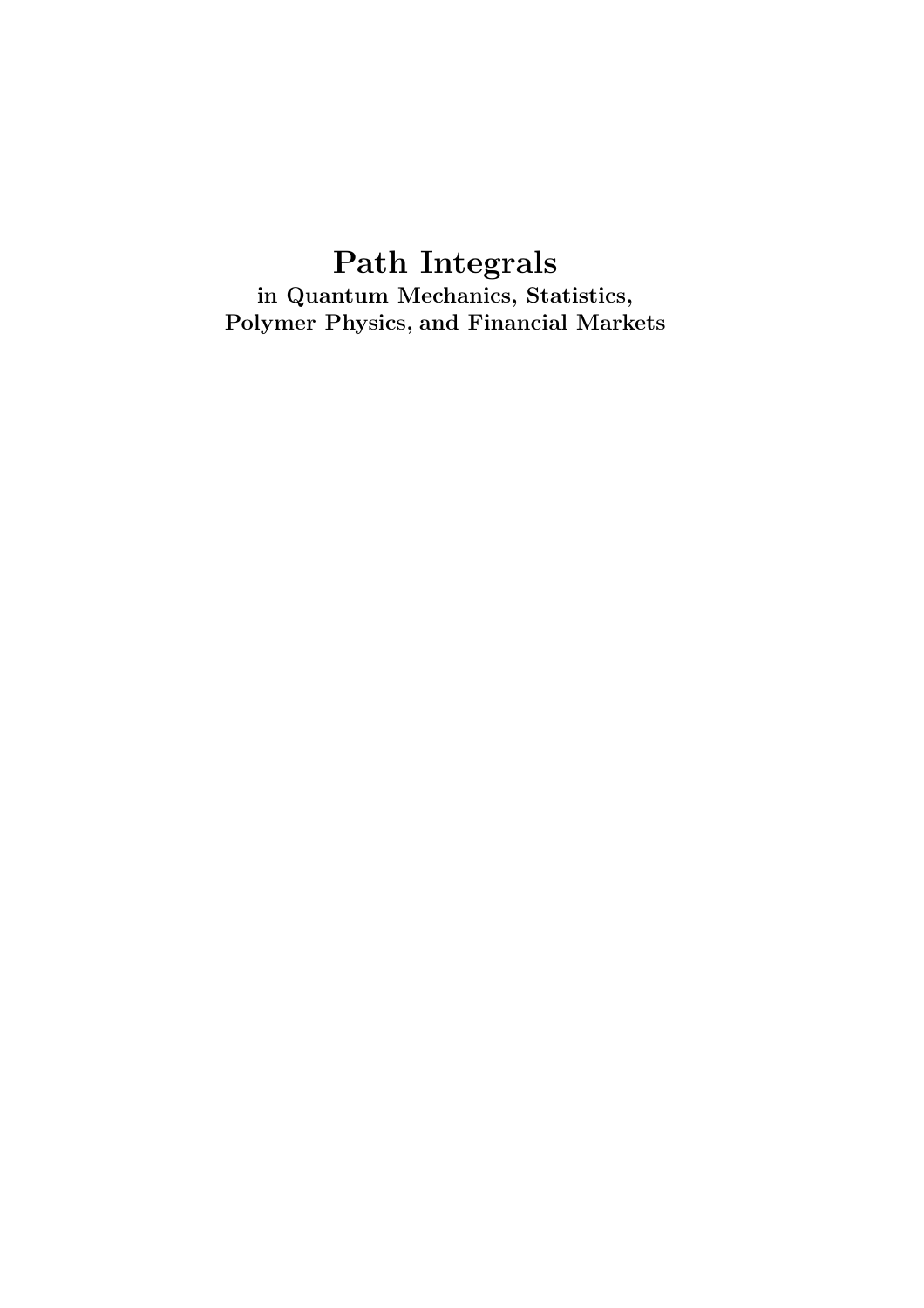# Path Integrals

**in Quantum Mechanics, Statistics, Polymer Physics, and Financial Markets**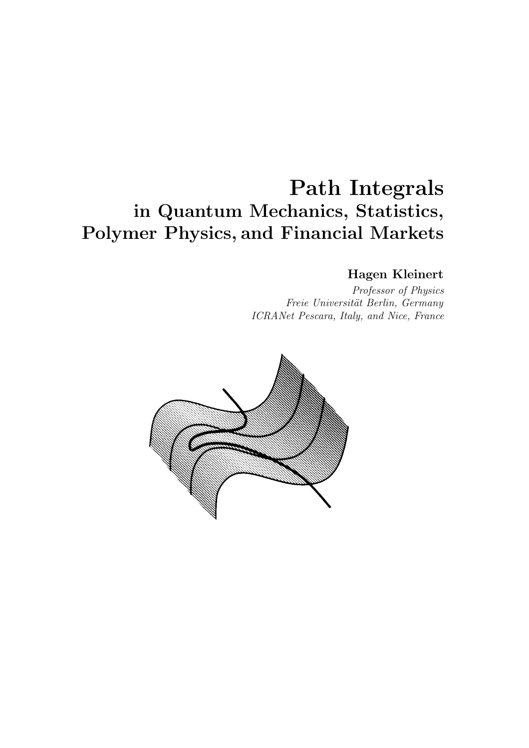# Path Integrals

## in Quantum Mechanics, Statistics, Polymer Physics, and Financial Markets

**Hagen Kleinert**

*Professor of Physics*
*Freie Universität Berlin, Germany*
*ICRANet Pescara, Italy, and Nice, France*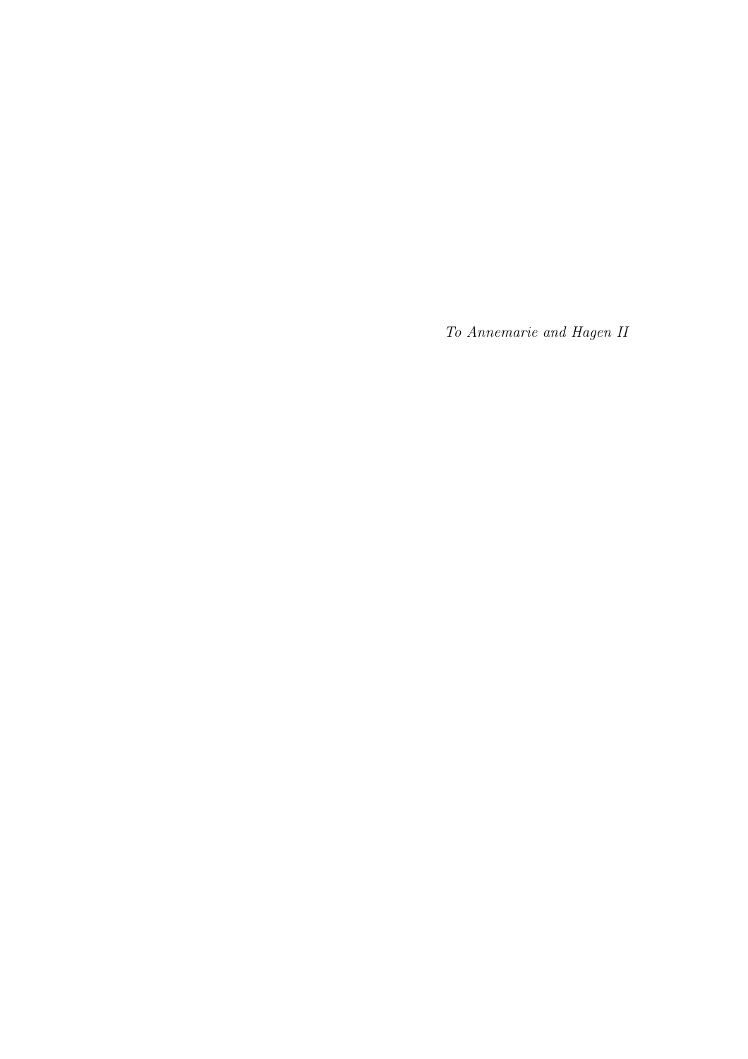*To Annemarie and Hagen II*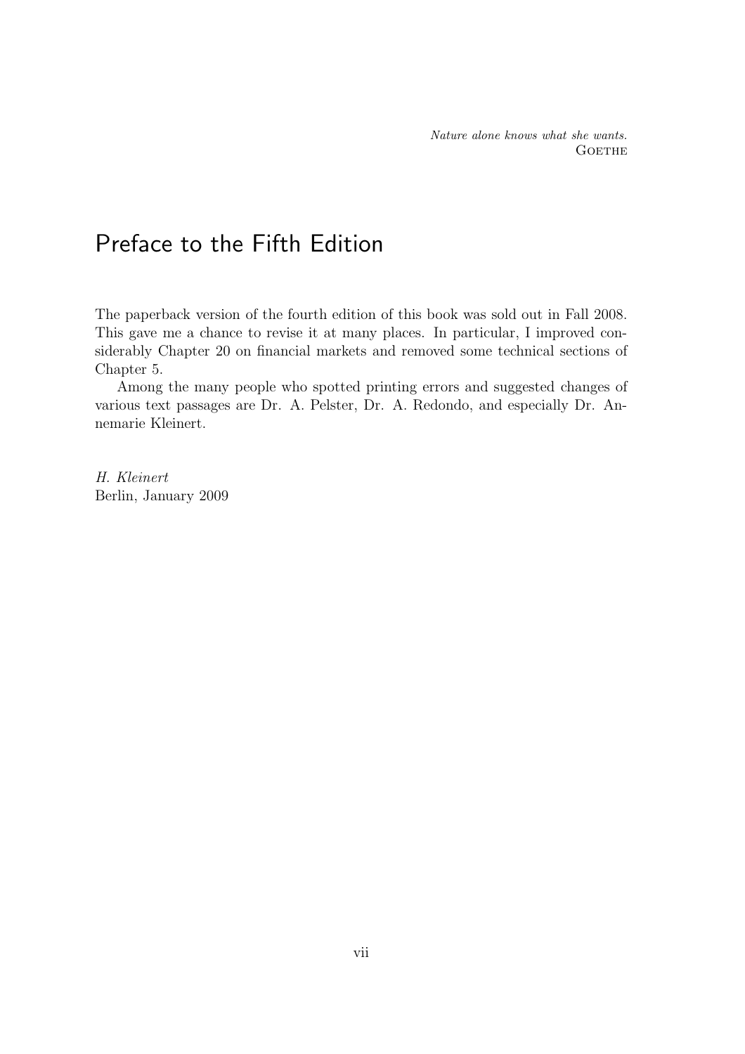*Nature alone knows what she wants.*
GOETHE

# Preface to the Fifth Edition

The paperback version of the fourth edition of this book was sold out in Fall 2008. This gave me a chance to revise it at many places. In particular, I improved considerably Chapter 20 on financial markets and removed some technical sections of Chapter 5.

Among the many people who spotted printing errors and suggested changes of various text passages are Dr. A. Pelster, Dr. A. Redondo, and especially Dr. Annemarie Kleinert.

*H. Kleinert*
Berlin, January 2009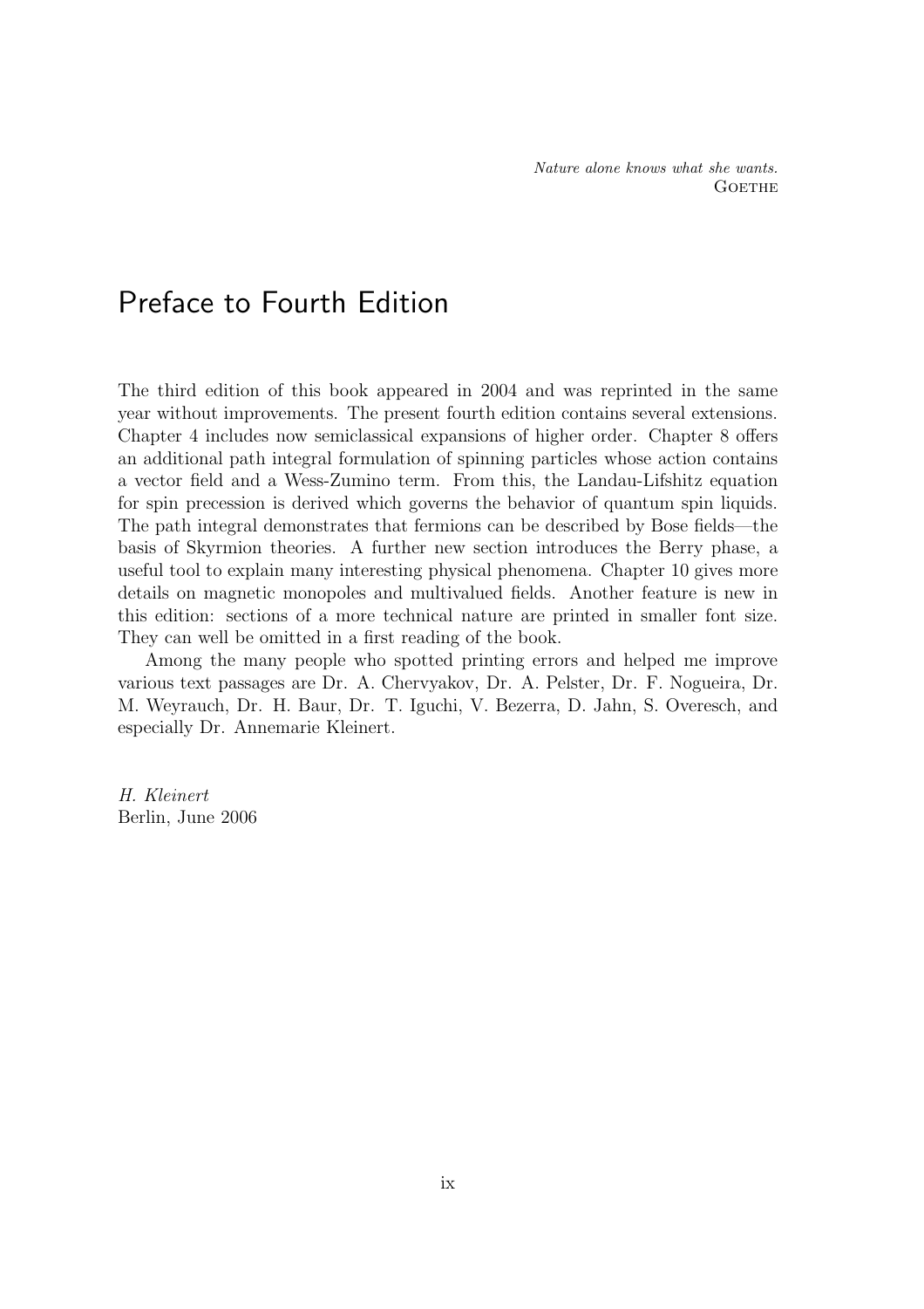*Nature alone knows what she wants.*
GOETHE

# Preface to Fourth Edition

The third edition of this book appeared in 2004 and was reprinted in the same year without improvements. The present fourth edition contains several extensions. Chapter 4 includes now semiclassical expansions of higher order. Chapter 8 offers an additional path integral formulation of spinning particles whose action contains a vector field and a Wess-Zumino term. From this, the Landau-Lifshitz equation for spin precession is derived which governs the behavior of quantum spin liquids. The path integral demonstrates that fermions can be described by Bose fields—the basis of Skyrmion theories. A further new section introduces the Berry phase, a useful tool to explain many interesting physical phenomena. Chapter 10 gives more details on magnetic monopoles and multivalued fields. Another feature is new in this edition: sections of a more technical nature are printed in smaller font size. They can well be omitted in a first reading of the book.

Among the many people who spotted printing errors and helped me improve various text passages are Dr. A. Chervyakov, Dr. A. Pelster, Dr. F. Nogueira, Dr. M. Weyrauch, Dr. H. Baur, Dr. T. Iguchi, V. Bezerra, D. Jahn, S. Overesch, and especially Dr. Annemarie Kleinert.

*H. Kleinert*
Berlin, June 2006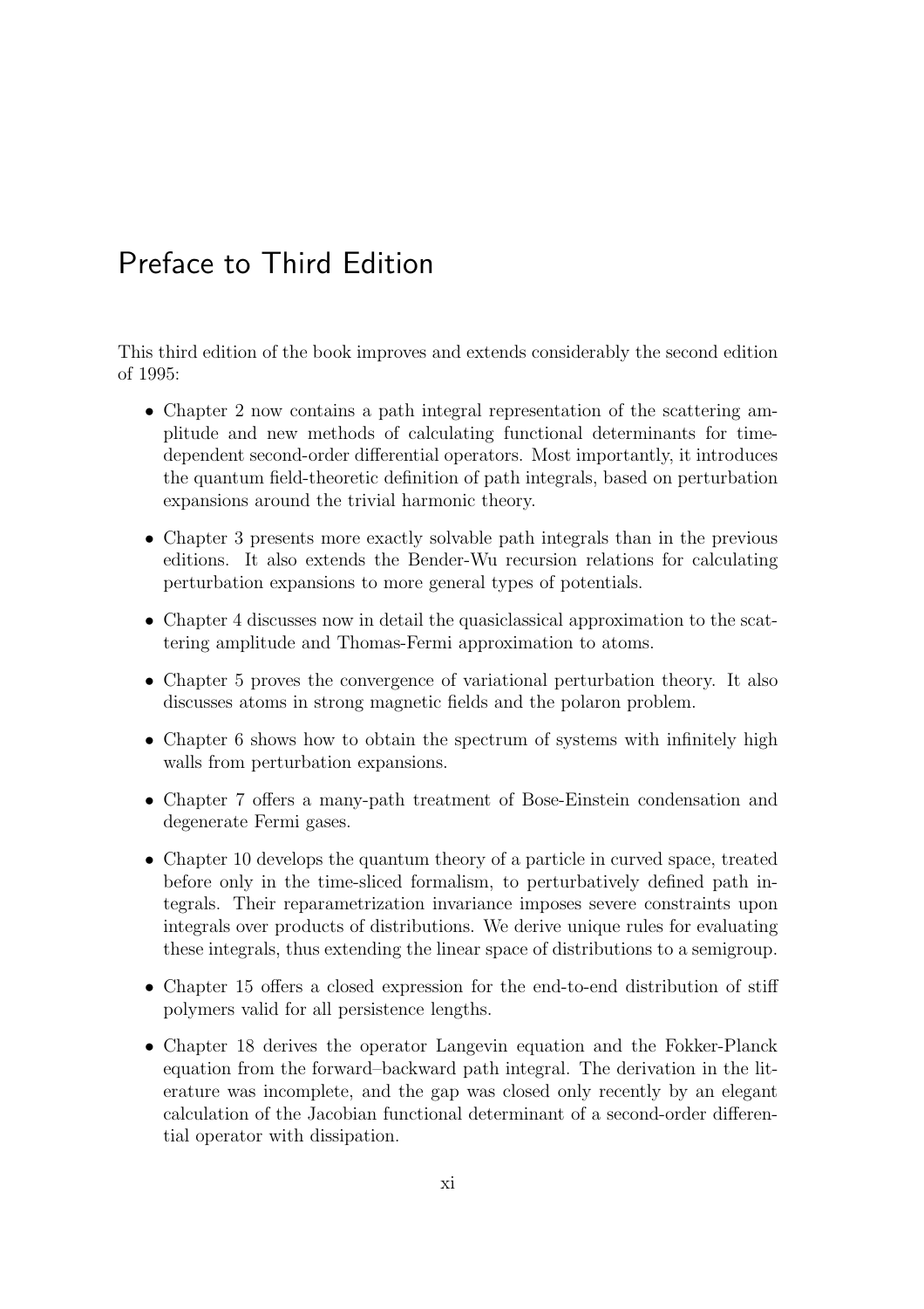# Preface to Third Edition

This third edition of the book improves and extends considerably the second edition of 1995:

- Chapter 2 now contains a path integral representation of the scattering amplitude and new methods of calculating functional determinants for time-dependent second-order differential operators. Most importantly, it introduces the quantum field-theoretic definition of path integrals, based on perturbation expansions around the trivial harmonic theory.
- Chapter 3 presents more exactly solvable path integrals than in the previous editions. It also extends the Bender-Wu recursion relations for calculating perturbation expansions to more general types of potentials.
- Chapter 4 discusses now in detail the quasiclassical approximation to the scattering amplitude and Thomas-Fermi approximation to atoms.
- Chapter 5 proves the convergence of variational perturbation theory. It also discusses atoms in strong magnetic fields and the polaron problem.
- Chapter 6 shows how to obtain the spectrum of systems with infinitely high walls from perturbation expansions.
- Chapter 7 offers a many-path treatment of Bose-Einstein condensation and degenerate Fermi gases.
- Chapter 10 develops the quantum theory of a particle in curved space, treated before only in the time-sliced formalism, to perturbatively defined path integrals. Their reparametrization invariance imposes severe constraints upon integrals over products of distributions. We derive unique rules for evaluating these integrals, thus extending the linear space of distributions to a semigroup.
- Chapter 15 offers a closed expression for the end-to-end distribution of stiff polymers valid for all persistence lengths.
- Chapter 18 derives the operator Langevin equation and the Fokker-Planck equation from the forward–backward path integral. The derivation in the literature was incomplete, and the gap was closed only recently by an elegant calculation of the Jacobian functional determinant of a second-order differential operator with dissipation.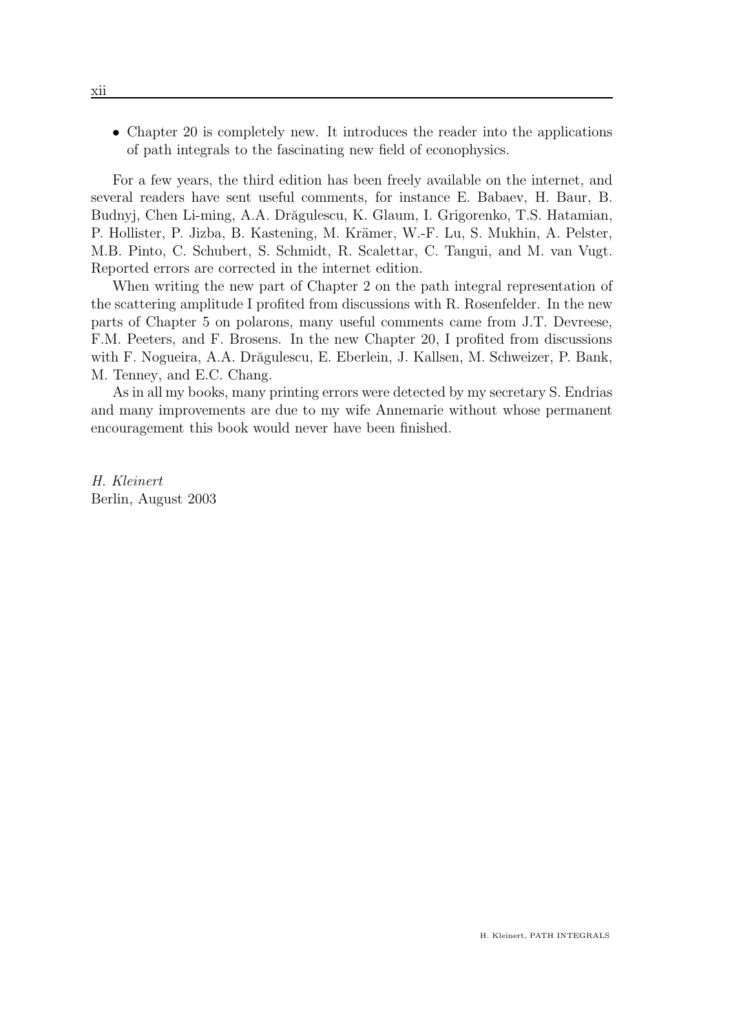- Chapter 20 is completely new. It introduces the reader into the applications of path integrals to the fascinating new field of econophysics.

For a few years, the third edition has been freely available on the internet, and several readers have sent useful comments, for instance E. Babaev, H. Baur, B. Budnyj, Chen Li-ming, A.A. Drăgulescu, K. Glaum, I. Grigorenko, T.S. Hatamian, P. Hollister, P. Jizba, B. Kastening, M. Krämer, W.-F. Lu, S. Mukhin, A. Pelster, M.B. Pinto, C. Schubert, S. Schmidt, R. Scalettar, C. Tangui, and M. van Vugt. Reported errors are corrected in the internet edition.

When writing the new part of Chapter 2 on the path integral representation of the scattering amplitude I profited from discussions with R. Rosenfelder. In the new parts of Chapter 5 on polarons, many useful comments came from J.T. Devreese, F.M. Peeters, and F. Brosens. In the new Chapter 20, I profited from discussions with F. Nogueira, A.A. Drăgulescu, E. Eberlein, J. Kallsen, M. Schweizer, P. Bank, M. Tenney, and E.C. Chang.

As in all my books, many printing errors were detected by my secretary S. Endrias and many improvements are due to my wife Annemarie without whose permanent encouragement this book would never have been finished.

*H. Kleinert*
Berlin, August 2003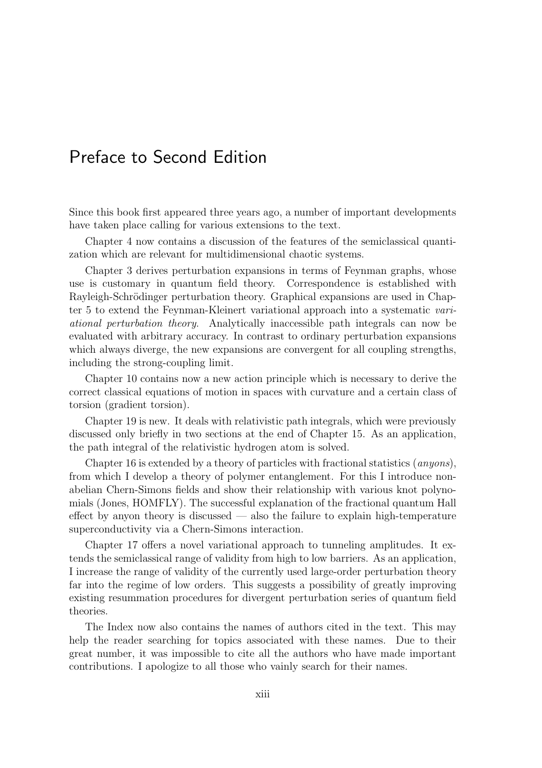# Preface to Second Edition

Since this book first appeared three years ago, a number of important developments have taken place calling for various extensions to the text.

Chapter 4 now contains a discussion of the features of the semiclassical quantization which are relevant for multidimensional chaotic systems.

Chapter 3 derives perturbation expansions in terms of Feynman graphs, whose use is customary in quantum field theory. Correspondence is established with Rayleigh-Schrödinger perturbation theory. Graphical expansions are used in Chapter 5 to extend the Feynman-Kleinert variational approach into a systematic *variational perturbation theory*. Analytically inaccessible path integrals can now be evaluated with arbitrary accuracy. In contrast to ordinary perturbation expansions which always diverge, the new expansions are convergent for all coupling strengths, including the strong-coupling limit.

Chapter 10 contains now a new action principle which is necessary to derive the correct classical equations of motion in spaces with curvature and a certain class of torsion (gradient torsion).

Chapter 19 is new. It deals with relativistic path integrals, which were previously discussed only briefly in two sections at the end of Chapter 15. As an application, the path integral of the relativistic hydrogen atom is solved.

Chapter 16 is extended by a theory of particles with fractional statistics (*anyons*), from which I develop a theory of polymer entanglement. For this I introduce nonabelian Chern-Simons fields and show their relationship with various knot polynomials (Jones, HOMFLY). The successful explanation of the fractional quantum Hall effect by anyon theory is discussed — also the failure to explain high-temperature superconductivity via a Chern-Simons interaction.

Chapter 17 offers a novel variational approach to tunneling amplitudes. It extends the semiclassical range of validity from high to low barriers. As an application, I increase the range of validity of the currently used large-order perturbation theory far into the regime of low orders. This suggests a possibility of greatly improving existing resummation procedures for divergent perturbation series of quantum field theories.

The Index now also contains the names of authors cited in the text. This may help the reader searching for topics associated with these names. Due to their great number, it was impossible to cite all the authors who have made important contributions. I apologize to all those who vainly search for their names.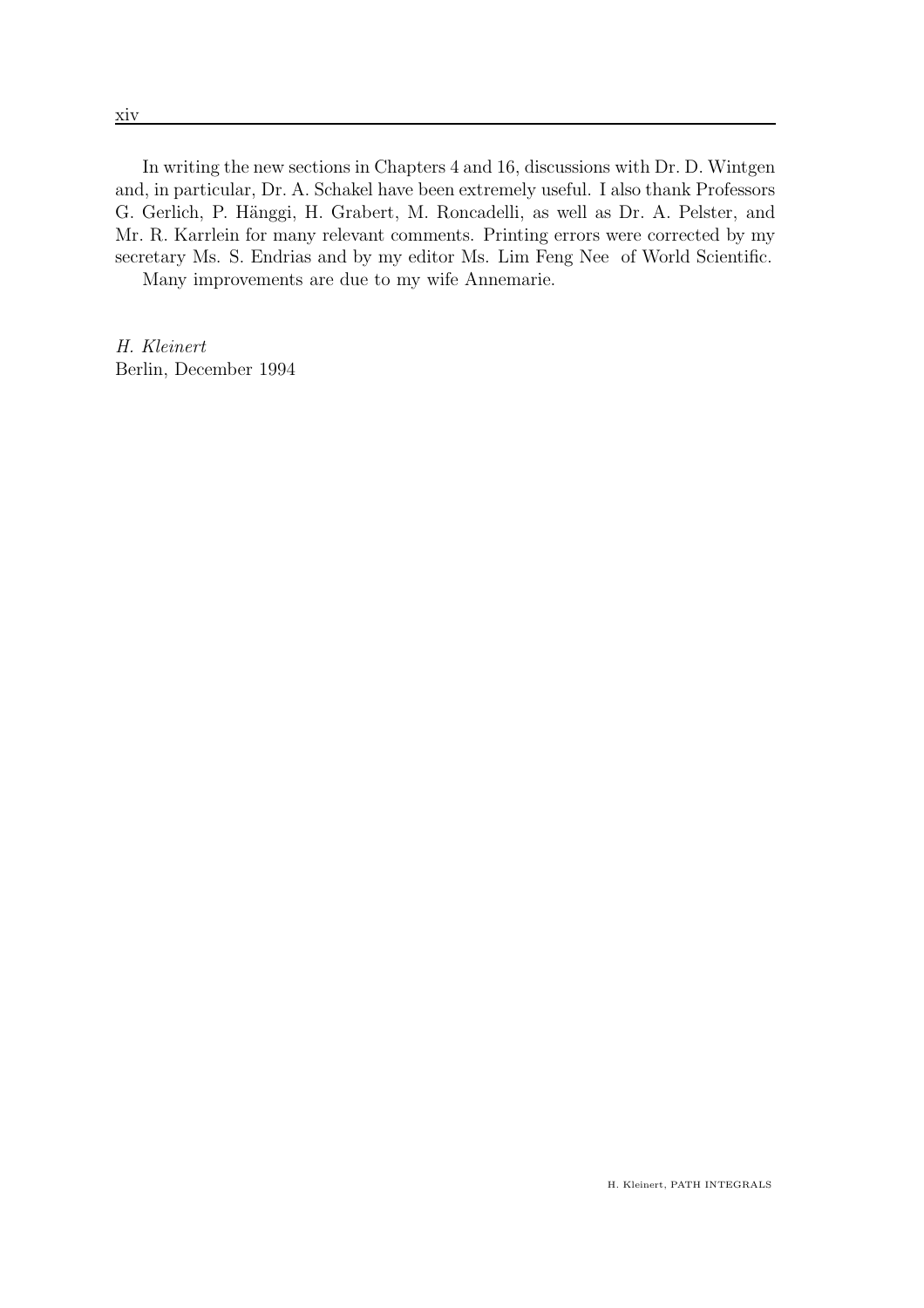In writing the new sections in Chapters 4 and 16, discussions with Dr. D. Wintgen and, in particular, Dr. A. Schakel have been extremely useful. I also thank Professors G. Gerlich, P. Hänggi, H. Grabert, M. Roncadelli, as well as Dr. A. Pelster, and Mr. R. Karrlein for many relevant comments. Printing errors were corrected by my secretary Ms. S. Endrias and by my editor Ms. Lim Feng Nee of World Scientific.

Many improvements are due to my wife Annemarie.

*H. Kleinert*
Berlin, December 1994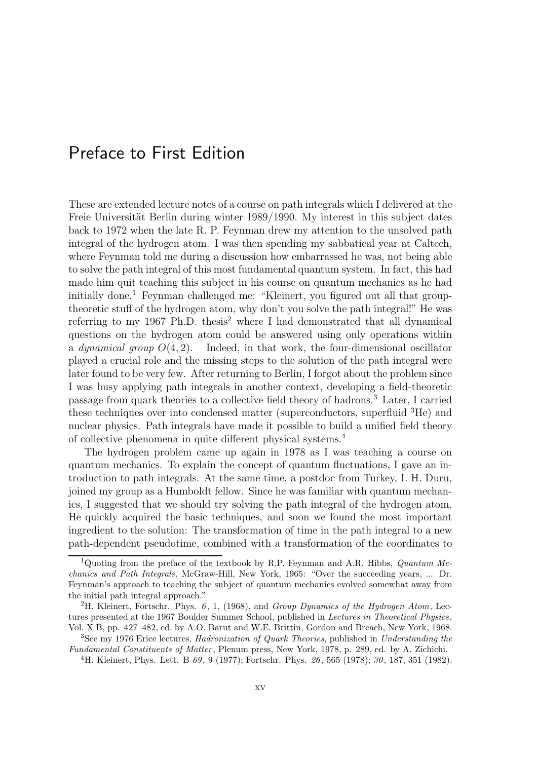# Preface to First Edition

These are extended lecture notes of a course on path integrals which I delivered at the Freie Universität Berlin during winter 1989/1990. My interest in this subject dates back to 1972 when the late R. P. Feynman drew my attention to the unsolved path integral of the hydrogen atom. I was then spending my sabbatical year at Caltech, where Feynman told me during a discussion how embarrassed he was, not being able to solve the path integral of this most fundamental quantum system. In fact, this had made him quit teaching this subject in his course on quantum mechanics as he had initially done.[1] Feynman challenged me: "Kleinert, you figured out all that group-theoretic stuff of the hydrogen atom, why don't you solve the path integral!" He was referring to my 1967 Ph.D. thesis[2] where I had demonstrated that all dynamical questions on the hydrogen atom could be answered using only operations within a *dynamical group* $O(4,2)$. Indeed, in that work, the four-dimensional oscillator played a crucial role and the missing steps to the solution of the path integral were later found to be very few. After returning to Berlin, I forgot about the problem since I was busy applying path integrals in another context, developing a field-theoretic passage from quark theories to a collective field theory of hadrons.[3] Later, I carried these techniques over into condensed matter (superconductors, superfluid $^3$He) and nuclear physics. Path integrals have made it possible to build a unified field theory of collective phenomena in quite different physical systems.[4]

The hydrogen problem came up again in 1978 as I was teaching a course on quantum mechanics. To explain the concept of quantum fluctuations, I gave an introduction to path integrals. At the same time, a postdoc from Turkey, I. H. Duru, joined my group as a Humboldt fellow. Since he was familiar with quantum mechanics, I suggested that we should try solving the path integral of the hydrogen atom. He quickly acquired the basic techniques, and soon we found the most important ingredient to the solution: The transformation of time in the path integral to a new path-dependent pseudotime, combined with a transformation of the coordinates to

---

[1] Quoting from the preface of the textbook by R.P. Feynman and A.R. Hibbs, *Quantum Mechanics and Path Integrals*, McGraw-Hill, New York, 1965: "Over the succeeding years, ... Dr. Feynman's approach to teaching the subject of quantum mechanics evolved somewhat away from the initial path integral approach."

[2] H. Kleinert, Fortschr. Phys. *6*, 1, (1968), and *Group Dynamics of the Hydrogen Atom*, Lectures presented at the 1967 Boulder Summer School, published in *Lectures in Theoretical Physics*, Vol. X B, pp. 427–482, ed. by A.O. Barut and W.E. Brittin, Gordon and Breach, New York, 1968.

[3] See my 1976 Erice lectures, *Hadronization of Quark Theories*, published in *Understanding the Fundamental Constituents of Matter*, Plenum press, New York, 1978, p. 289, ed. by A. Zichichi.

[4] H. Kleinert, Phys. Lett. B *69*, 9 (1977); Fortschr. Phys. *26*, 565 (1978); *30*, 187, 351 (1982).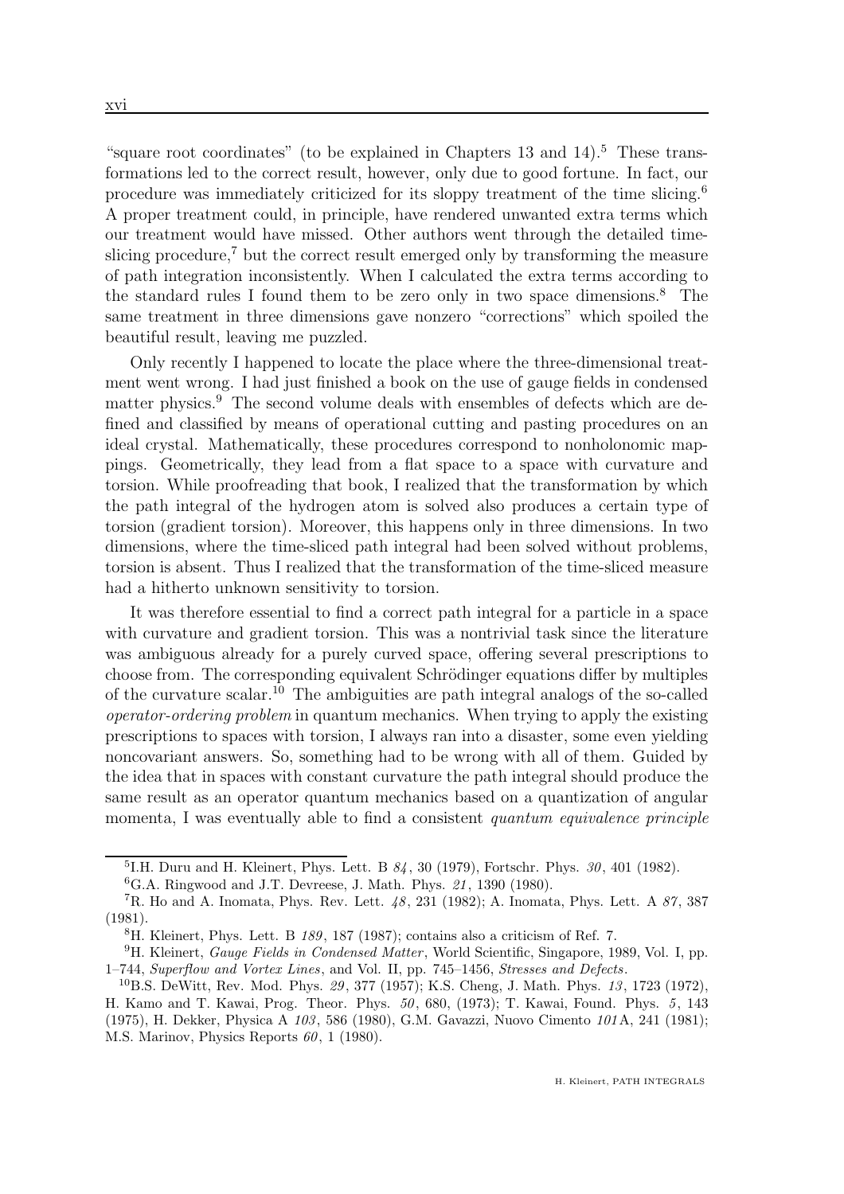"square root coordinates" (to be explained in Chapters 13 and 14).[5] These transformations led to the correct result, however, only due to good fortune. In fact, our procedure was immediately criticized for its sloppy treatment of the time slicing.[6] A proper treatment could, in principle, have rendered unwanted extra terms which our treatment would have missed. Other authors went through the detailed time-slicing procedure,[7] but the correct result emerged only by transforming the measure of path integration inconsistently. When I calculated the extra terms according to the standard rules I found them to be zero only in two space dimensions.[8] The same treatment in three dimensions gave nonzero "corrections" which spoiled the beautiful result, leaving me puzzled.

Only recently I happened to locate the place where the three-dimensional treatment went wrong. I had just finished a book on the use of gauge fields in condensed matter physics.[9] The second volume deals with ensembles of defects which are defined and classified by means of operational cutting and pasting procedures on an ideal crystal. Mathematically, these procedures correspond to nonholonomic mappings. Geometrically, they lead from a flat space to a space with curvature and torsion. While proofreading that book, I realized that the transformation by which the path integral of the hydrogen atom is solved also produces a certain type of torsion (gradient torsion). Moreover, this happens only in three dimensions. In two dimensions, where the time-sliced path integral had been solved without problems, torsion is absent. Thus I realized that the transformation of the time-sliced measure had a hitherto unknown sensitivity to torsion.

It was therefore essential to find a correct path integral for a particle in a space with curvature and gradient torsion. This was a nontrivial task since the literature was ambiguous already for a purely curved space, offering several prescriptions to choose from. The corresponding equivalent Schrödinger equations differ by multiples of the curvature scalar.[10] The ambiguities are path integral analogs of the so-called *operator-ordering problem* in quantum mechanics. When trying to apply the existing prescriptions to spaces with torsion, I always ran into a disaster, some even yielding noncovariant answers. So, something had to be wrong with all of them. Guided by the idea that in spaces with constant curvature the path integral should produce the same result as an operator quantum mechanics based on a quantization of angular momenta, I was eventually able to find a consistent *quantum equivalence principle*

---

[5] I.H. Duru and H. Kleinert, Phys. Lett. B *84*, 30 (1979), Fortschr. Phys. *30*, 401 (1982).

[6] G.A. Ringwood and J.T. Devreese, J. Math. Phys. *21*, 1390 (1980).

[7] R. Ho and A. Inomata, Phys. Rev. Lett. *48*, 231 (1982); A. Inomata, Phys. Lett. A *87*, 387 (1981).

[8] H. Kleinert, Phys. Lett. B *189*, 187 (1987); contains also a criticism of Ref. 7.

[9] H. Kleinert, *Gauge Fields in Condensed Matter*, World Scientific, Singapore, 1989, Vol. I, pp. 1–744, *Superflow and Vortex Lines*, and Vol. II, pp. 745–1456, *Stresses and Defects*.

[10] B.S. DeWitt, Rev. Mod. Phys. *29*, 377 (1957); K.S. Cheng, J. Math. Phys. *13*, 1723 (1972), H. Kamo and T. Kawai, Prog. Theor. Phys. *50*, 680, (1973); T. Kawai, Found. Phys. *5*, 143 (1975), H. Dekker, Physica A *103*, 586 (1980), G.M. Gavazzi, Nuovo Cimento *101*A, 241 (1981); M.S. Marinov, Physics Reports *60*, 1 (1980).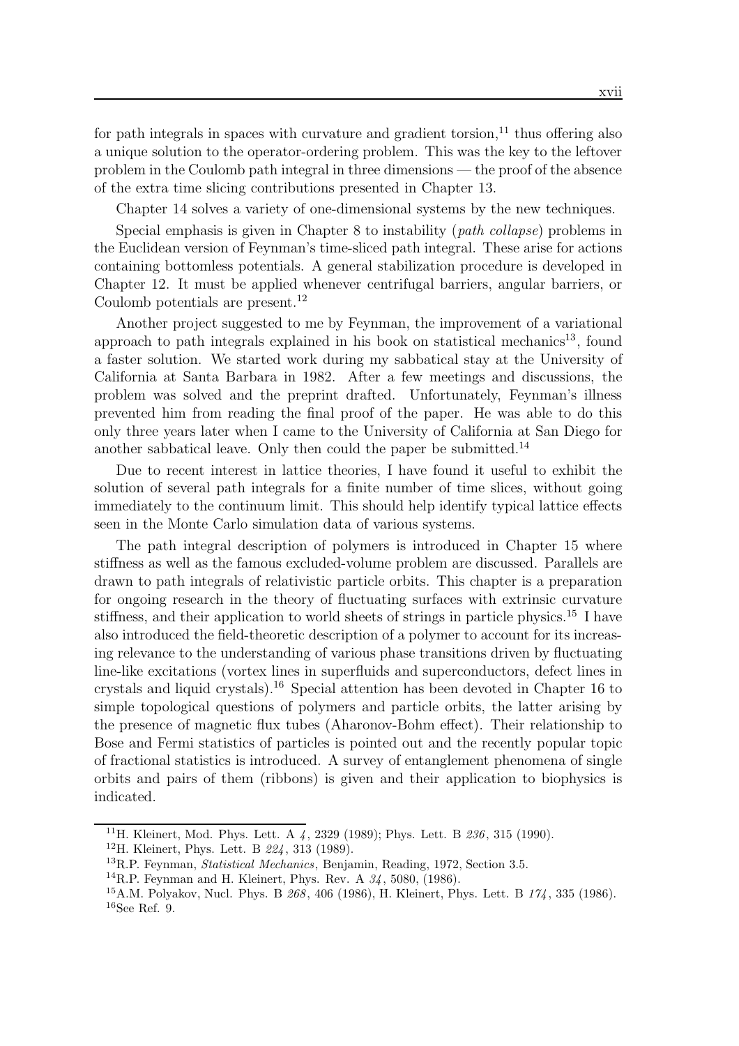for path integrals in spaces with curvature and gradient torsion,[11] thus offering also a unique solution to the operator-ordering problem. This was the key to the leftover problem in the Coulomb path integral in three dimensions — the proof of the absence of the extra time slicing contributions presented in Chapter 13.

Chapter 14 solves a variety of one-dimensional systems by the new techniques.

Special emphasis is given in Chapter 8 to instability (*path collapse*) problems in the Euclidean version of Feynman's time-sliced path integral. These arise for actions containing bottomless potentials. A general stabilization procedure is developed in Chapter 12. It must be applied whenever centrifugal barriers, angular barriers, or Coulomb potentials are present.[12]

Another project suggested to me by Feynman, the improvement of a variational approach to path integrals explained in his book on statistical mechanics[13], found a faster solution. We started work during my sabbatical stay at the University of California at Santa Barbara in 1982. After a few meetings and discussions, the problem was solved and the preprint drafted. Unfortunately, Feynman's illness prevented him from reading the final proof of the paper. He was able to do this only three years later when I came to the University of California at San Diego for another sabbatical leave. Only then could the paper be submitted.[14]

Due to recent interest in lattice theories, I have found it useful to exhibit the solution of several path integrals for a finite number of time slices, without going immediately to the continuum limit. This should help identify typical lattice effects seen in the Monte Carlo simulation data of various systems.

The path integral description of polymers is introduced in Chapter 15 where stiffness as well as the famous excluded-volume problem are discussed. Parallels are drawn to path integrals of relativistic particle orbits. This chapter is a preparation for ongoing research in the theory of fluctuating surfaces with extrinsic curvature stiffness, and their application to world sheets of strings in particle physics.[15] I have also introduced the field-theoretic description of a polymer to account for its increasing relevance to the understanding of various phase transitions driven by fluctuating line-like excitations (vortex lines in superfluids and superconductors, defect lines in crystals and liquid crystals).[16] Special attention has been devoted in Chapter 16 to simple topological questions of polymers and particle orbits, the latter arising by the presence of magnetic flux tubes (Aharonov-Bohm effect). Their relationship to Bose and Fermi statistics of particles is pointed out and the recently popular topic of fractional statistics is introduced. A survey of entanglement phenomena of single orbits and pairs of them (ribbons) is given and their application to biophysics is indicated.

---

[11] H. Kleinert, Mod. Phys. Lett. A *4*, 2329 (1989); Phys. Lett. B *236*, 315 (1990).

[12] H. Kleinert, Phys. Lett. B *224*, 313 (1989).

[13] R.P. Feynman, *Statistical Mechanics*, Benjamin, Reading, 1972, Section 3.5.

[14] R.P. Feynman and H. Kleinert, Phys. Rev. A *34*, 5080, (1986).

[15] A.M. Polyakov, Nucl. Phys. B *268*, 406 (1986), H. Kleinert, Phys. Lett. B *174*, 335 (1986).

[16] See Ref. 9.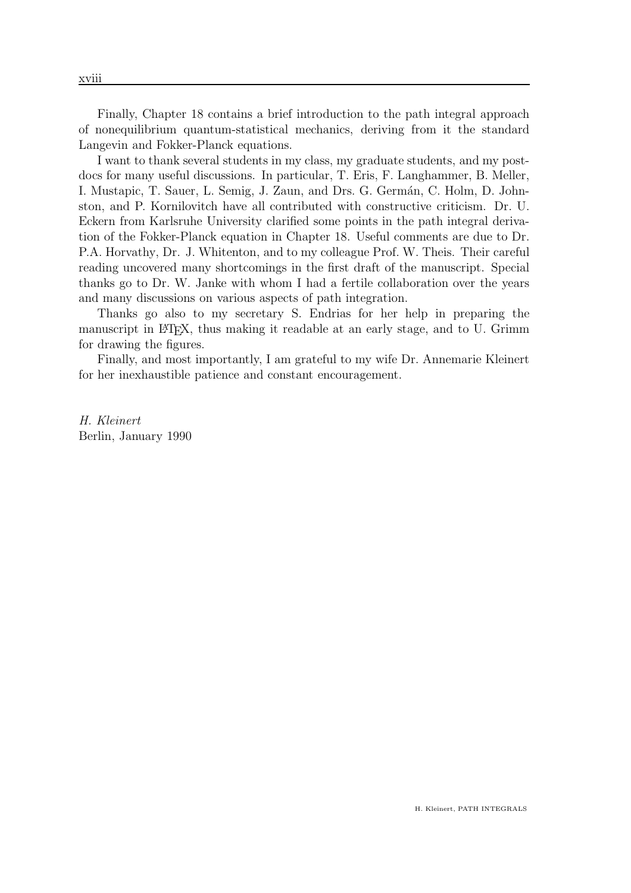Finally, Chapter 18 contains a brief introduction to the path integral approach of nonequilibrium quantum-statistical mechanics, deriving from it the standard Langevin and Fokker-Planck equations.

I want to thank several students in my class, my graduate students, and my post-docs for many useful discussions. In particular, T. Eris, F. Langhammer, B. Meller, I. Mustapic, T. Sauer, L. Semig, J. Zaun, and Drs. G. Germán, C. Holm, D. Johnston, and P. Kornilovitch have all contributed with constructive criticism. Dr. U. Eckern from Karlsruhe University clarified some points in the path integral derivation of the Fokker-Planck equation in Chapter 18. Useful comments are due to Dr. P.A. Horvathy, Dr. J. Whitenton, and to my colleague Prof. W. Theis. Their careful reading uncovered many shortcomings in the first draft of the manuscript. Special thanks go to Dr. W. Janke with whom I had a fertile collaboration over the years and many discussions on various aspects of path integration.

Thanks go also to my secretary S. Endrias for her help in preparing the manuscript in LaTeX, thus making it readable at an early stage, and to U. Grimm for drawing the figures.

Finally, and most importantly, I am grateful to my wife Dr. Annemarie Kleinert for her inexhaustible patience and constant encouragement.

*H. Kleinert*
Berlin, January 1990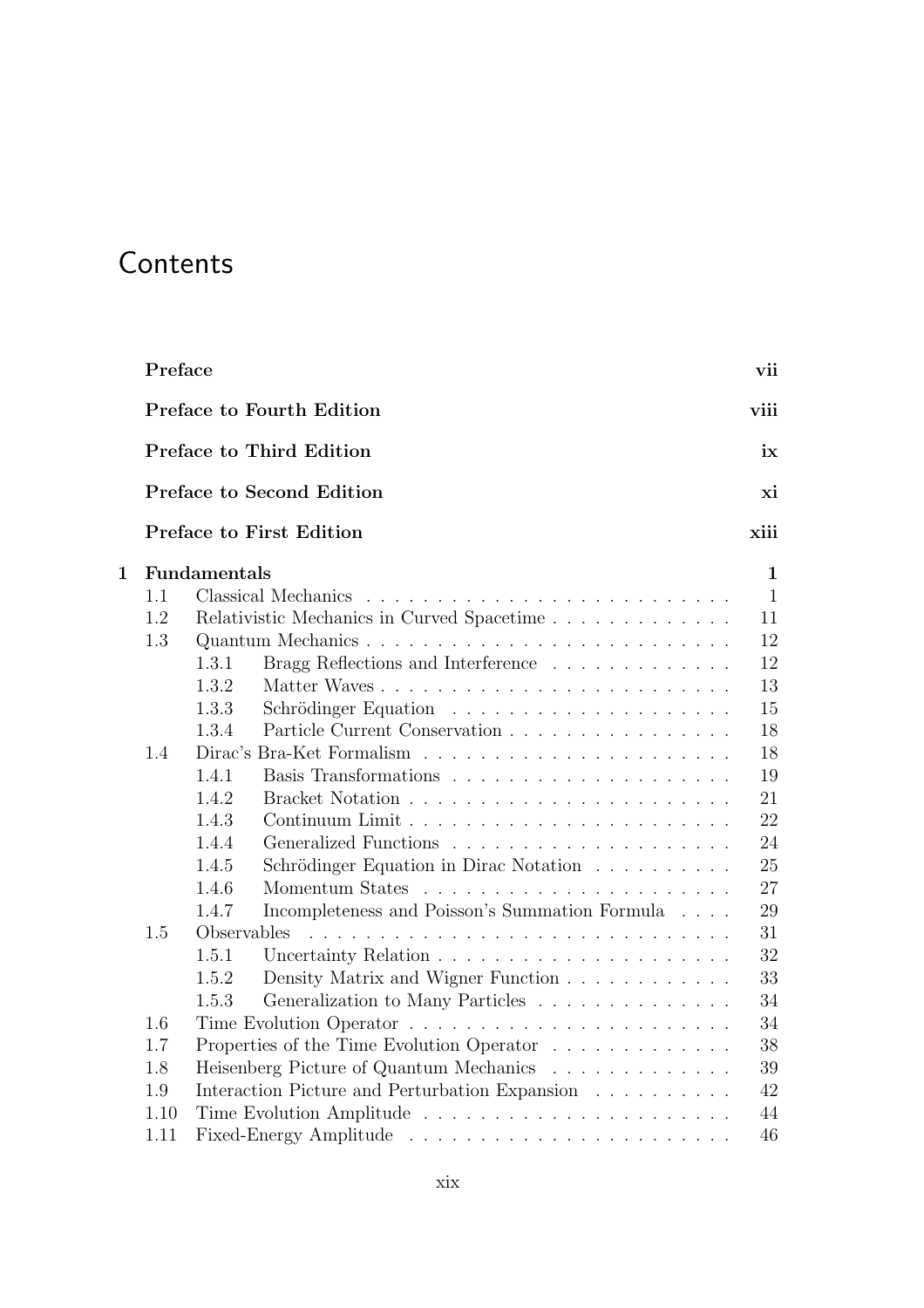# Contents

**Preface** **vii**

**Preface to Fourth Edition** **viii**

**Preface to Third Edition** **ix**

**Preface to Second Edition** **xi**

**Preface to First Edition** **xiii**

**1 Fundamentals** **1**

- 1.1 Classical Mechanics . . . . . . . . . . . . . . . . . . . . . . . . . . 1
- 1.2 Relativistic Mechanics in Curved Spacetime . . . . . . . . . . . . . 11
- 1.3 Quantum Mechanics . . . . . . . . . . . . . . . . . . . . . . . . . . 12
  - 1.3.1 Bragg Reflections and Interference . . . . . . . . . . . . . 12
  - 1.3.2 Matter Waves . . . . . . . . . . . . . . . . . . . . . . . . . 13
  - 1.3.3 Schrödinger Equation . . . . . . . . . . . . . . . . . . . . 15
  - 1.3.4 Particle Current Conservation . . . . . . . . . . . . . . . . 18
- 1.4 Dirac's Bra-Ket Formalism . . . . . . . . . . . . . . . . . . . . . . 18
  - 1.4.1 Basis Transformations . . . . . . . . . . . . . . . . . . . . 19
  - 1.4.2 Bracket Notation . . . . . . . . . . . . . . . . . . . . . . . 21
  - 1.4.3 Continuum Limit . . . . . . . . . . . . . . . . . . . . . . . 22
  - 1.4.4 Generalized Functions . . . . . . . . . . . . . . . . . . . . 24
  - 1.4.5 Schrödinger Equation in Dirac Notation . . . . . . . . . . 25
  - 1.4.6 Momentum States . . . . . . . . . . . . . . . . . . . . . . 27
  - 1.4.7 Incompleteness and Poisson's Summation Formula . . . . 29
- 1.5 Observables . . . . . . . . . . . . . . . . . . . . . . . . . . . . . . 31
  - 1.5.1 Uncertainty Relation . . . . . . . . . . . . . . . . . . . . . 32
  - 1.5.2 Density Matrix and Wigner Function . . . . . . . . . . . . 33
  - 1.5.3 Generalization to Many Particles . . . . . . . . . . . . . . 34
- 1.6 Time Evolution Operator . . . . . . . . . . . . . . . . . . . . . . . 34
- 1.7 Properties of the Time Evolution Operator . . . . . . . . . . . . . 38
- 1.8 Heisenberg Picture of Quantum Mechanics . . . . . . . . . . . . . 39
- 1.9 Interaction Picture and Perturbation Expansion . . . . . . . . . . 42
- 1.10 Time Evolution Amplitude . . . . . . . . . . . . . . . . . . . . . . 44
- 1.11 Fixed-Energy Amplitude . . . . . . . . . . . . . . . . . . . . . . . 46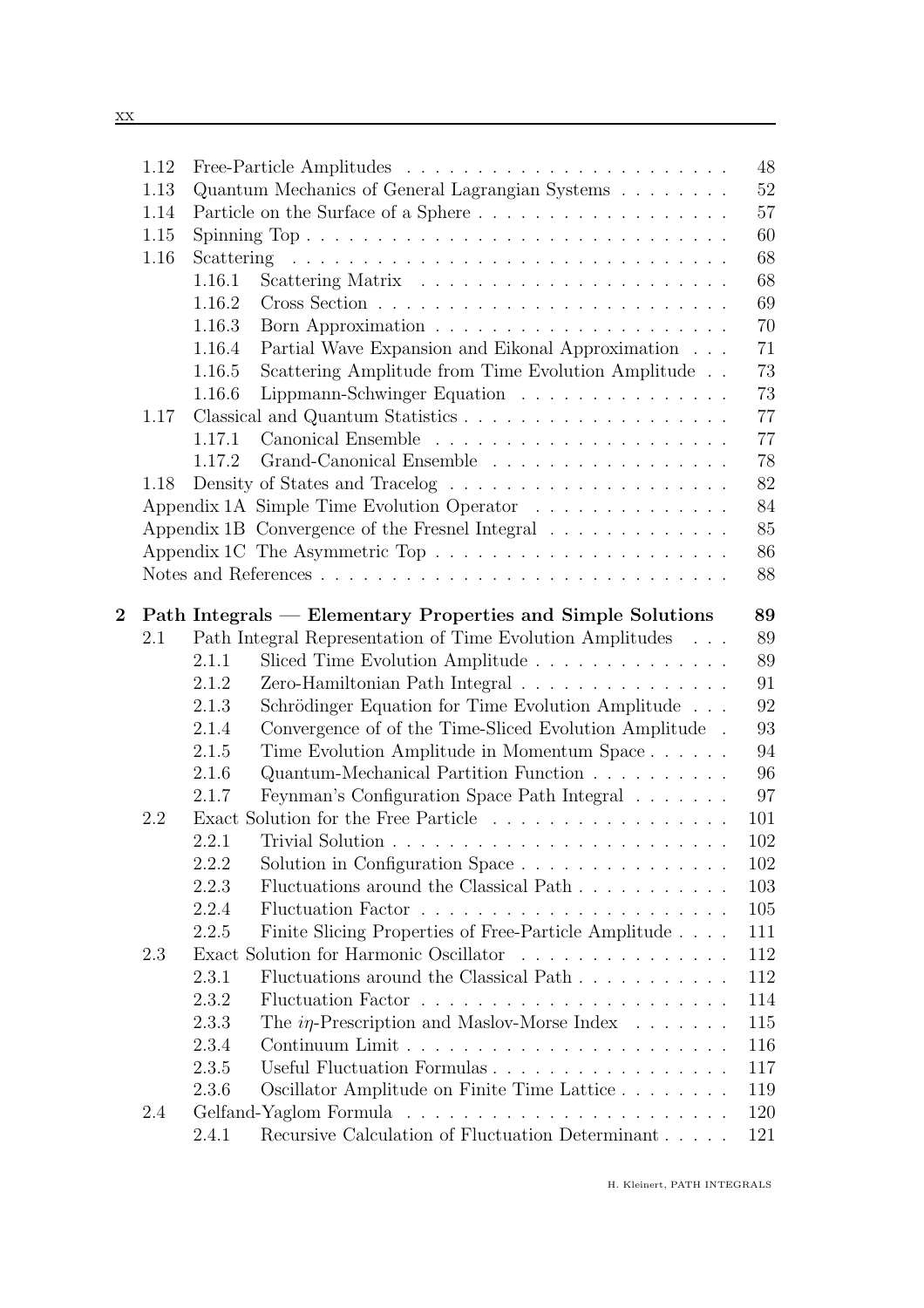1.12 Free-Particle Amplitudes . . . . . . . . . . . . . . . . . . . . . . . 48
1.13 Quantum Mechanics of General Lagrangian Systems . . . . . . . . 52
1.14 Particle on the Surface of a Sphere . . . . . . . . . . . . . . . . . . 57
1.15 Spinning Top . . . . . . . . . . . . . . . . . . . . . . . . . . . . . . 60
1.16 Scattering . . . . . . . . . . . . . . . . . . . . . . . . . . . . . . . 68
1.16.1 Scattering Matrix . . . . . . . . . . . . . . . . . . . . . . 68
1.16.2 Cross Section . . . . . . . . . . . . . . . . . . . . . . . . . 69
1.16.3 Born Approximation . . . . . . . . . . . . . . . . . . . . . 70
1.16.4 Partial Wave Expansion and Eikonal Approximation . . . 71
1.16.5 Scattering Amplitude from Time Evolution Amplitude . . 73
1.16.6 Lippmann-Schwinger Equation . . . . . . . . . . . . . . . 73
1.17 Classical and Quantum Statistics . . . . . . . . . . . . . . . . . . . 77
1.17.1 Canonical Ensemble . . . . . . . . . . . . . . . . . . . . . 77
1.17.2 Grand-Canonical Ensemble . . . . . . . . . . . . . . . . . 78
1.18 Density of States and Tracelog . . . . . . . . . . . . . . . . . . . . 82
Appendix 1A Simple Time Evolution Operator . . . . . . . . . . . . . . 84
Appendix 1B Convergence of the Fresnel Integral . . . . . . . . . . . . . 85
Appendix 1C The Asymmetric Top . . . . . . . . . . . . . . . . . . . . . 86
Notes and References . . . . . . . . . . . . . . . . . . . . . . . . . . . . 88

**2 Path Integrals — Elementary Properties and Simple Solutions 89**

2.1 Path Integral Representation of Time Evolution Amplitudes . . . 89
2.1.1 Sliced Time Evolution Amplitude . . . . . . . . . . . . . . 89
2.1.2 Zero-Hamiltonian Path Integral . . . . . . . . . . . . . . . 91
2.1.3 Schrödinger Equation for Time Evolution Amplitude . . . 92
2.1.4 Convergence of of the Time-Sliced Evolution Amplitude . 93
2.1.5 Time Evolution Amplitude in Momentum Space . . . . . . 94
2.1.6 Quantum-Mechanical Partition Function . . . . . . . . . . 96
2.1.7 Feynman's Configuration Space Path Integral . . . . . . . 97
2.2 Exact Solution for the Free Particle . . . . . . . . . . . . . . . . . 101
2.2.1 Trivial Solution . . . . . . . . . . . . . . . . . . . . . . . . 102
2.2.2 Solution in Configuration Space . . . . . . . . . . . . . . . 102
2.2.3 Fluctuations around the Classical Path . . . . . . . . . . . 103
2.2.4 Fluctuation Factor . . . . . . . . . . . . . . . . . . . . . . 105
2.2.5 Finite Slicing Properties of Free-Particle Amplitude . . . . 111
2.3 Exact Solution for Harmonic Oscillator . . . . . . . . . . . . . . . 112
2.3.1 Fluctuations around the Classical Path . . . . . . . . . . . 112
2.3.2 Fluctuation Factor . . . . . . . . . . . . . . . . . . . . . . 114
2.3.3 The $i\eta$-Prescription and Maslov-Morse Index . . . . . . . 115
2.3.4 Continuum Limit . . . . . . . . . . . . . . . . . . . . . . . 116
2.3.5 Useful Fluctuation Formulas . . . . . . . . . . . . . . . . . 117
2.3.6 Oscillator Amplitude on Finite Time Lattice . . . . . . . . 119
2.4 Gelfand-Yaglom Formula . . . . . . . . . . . . . . . . . . . . . . . 120
2.4.1 Recursive Calculation of Fluctuation Determinant . . . . . 121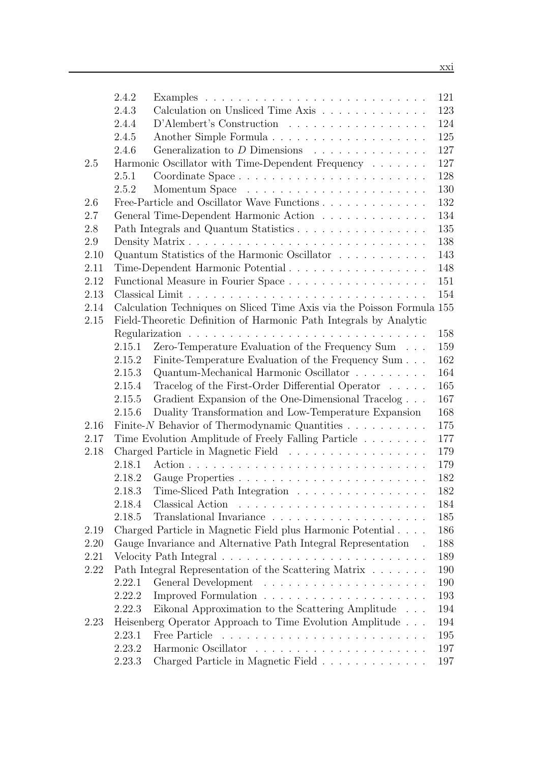| | | | |
|---|---|---|---|
| | 2.4.2 | Examples | 121 |
| | 2.4.3 | Calculation on Unsliced Time Axis | 123 |
| | 2.4.4 | D'Alembert's Construction | 124 |
| | 2.4.5 | Another Simple Formula | 125 |
| | 2.4.6 | Generalization to $D$ Dimensions | 127 |
| 2.5 | Harmonic Oscillator with Time-Dependent Frequency | | 127 |
| | 2.5.1 | Coordinate Space | 128 |
| | 2.5.2 | Momentum Space | 130 |
| 2.6 | Free-Particle and Oscillator Wave Functions | | 132 |
| 2.7 | General Time-Dependent Harmonic Action | | 134 |
| 2.8 | Path Integrals and Quantum Statistics | | 135 |
| 2.9 | Density Matrix | | 138 |
| 2.10 | Quantum Statistics of the Harmonic Oscillator | | 143 |
| 2.11 | Time-Dependent Harmonic Potential | | 148 |
| 2.12 | Functional Measure in Fourier Space | | 151 |
| 2.13 | Classical Limit | | 154 |
| 2.14 | Calculation Techniques on Sliced Time Axis via the Poisson Formula | | 155 |
| 2.15 | Field-Theoretic Definition of Harmonic Path Integrals by Analytic Regularization | | 158 |
| | 2.15.1 | Zero-Temperature Evaluation of the Frequency Sum | 159 |
| | 2.15.2 | Finite-Temperature Evaluation of the Frequency Sum | 162 |
| | 2.15.3 | Quantum-Mechanical Harmonic Oscillator | 164 |
| | 2.15.4 | Tracelog of the First-Order Differential Operator | 165 |
| | 2.15.5 | Gradient Expansion of the One-Dimensional Tracelog | 167 |
| | 2.15.6 | Duality Transformation and Low-Temperature Expansion | 168 |
| 2.16 | Finite-$N$ Behavior of Thermodynamic Quantities | | 175 |
| 2.17 | Time Evolution Amplitude of Freely Falling Particle | | 177 |
| 2.18 | Charged Particle in Magnetic Field | | 179 |
| | 2.18.1 | Action | 179 |
| | 2.18.2 | Gauge Properties | 182 |
| | 2.18.3 | Time-Sliced Path Integration | 182 |
| | 2.18.4 | Classical Action | 184 |
| | 2.18.5 | Translational Invariance | 185 |
| 2.19 | Charged Particle in Magnetic Field plus Harmonic Potential | | 186 |
| 2.20 | Gauge Invariance and Alternative Path Integral Representation | | 188 |
| 2.21 | Velocity Path Integral | | 189 |
| 2.22 | Path Integral Representation of the Scattering Matrix | | 190 |
| | 2.22.1 | General Development | 190 |
| | 2.22.2 | Improved Formulation | 193 |
| | 2.22.3 | Eikonal Approximation to the Scattering Amplitude | 194 |
| 2.23 | Heisenberg Operator Approach to Time Evolution Amplitude | | 194 |
| | 2.23.1 | Free Particle | 195 |
| | 2.23.2 | Harmonic Oscillator | 197 |
| | 2.23.3 | Charged Particle in Magnetic Field | 197 |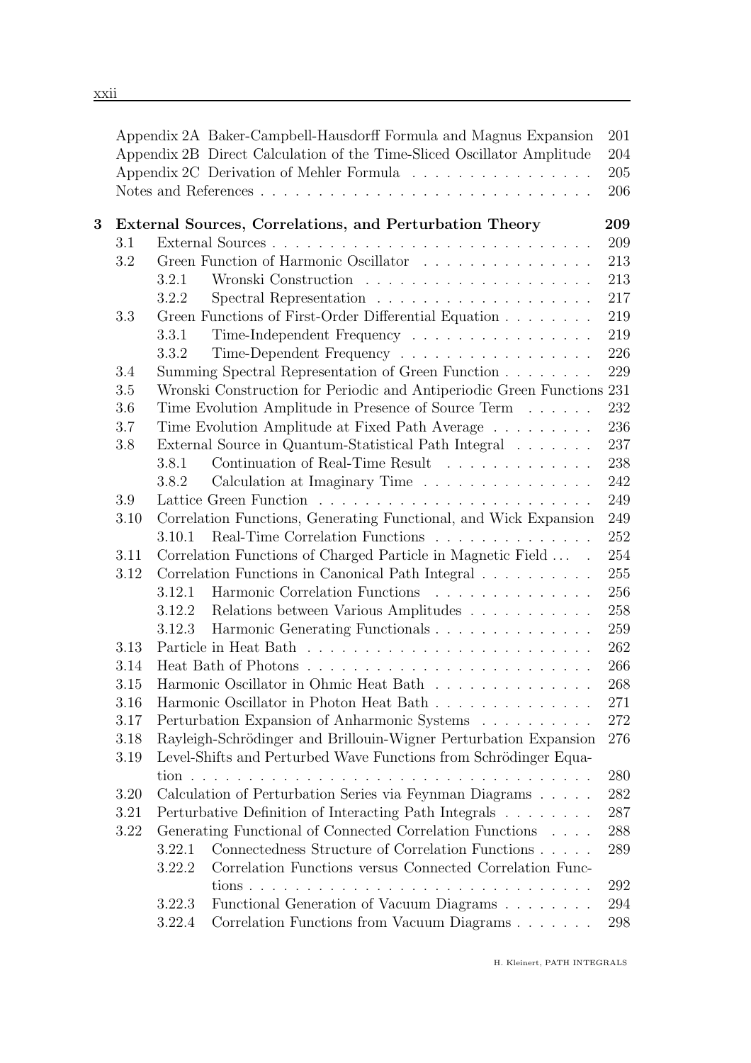Appendix 2A Baker-Campbell-Hausdorff Formula and Magnus Expansion 201
Appendix 2B Direct Calculation of the Time-Sliced Oscillator Amplitude 204
Appendix 2C Derivation of Mehler Formula 205
Notes and References 206

**3 External Sources, Correlations, and Perturbation Theory 209**

- 3.1 External Sources 209
- 3.2 Green Function of Harmonic Oscillator 213
  - 3.2.1 Wronski Construction 213
  - 3.2.2 Spectral Representation 217
- 3.3 Green Functions of First-Order Differential Equation 219
  - 3.3.1 Time-Independent Frequency 219
  - 3.3.2 Time-Dependent Frequency 226
- 3.4 Summing Spectral Representation of Green Function 229
- 3.5 Wronski Construction for Periodic and Antiperiodic Green Functions 231
- 3.6 Time Evolution Amplitude in Presence of Source Term 232
- 3.7 Time Evolution Amplitude at Fixed Path Average 236
- 3.8 External Source in Quantum-Statistical Path Integral 237
  - 3.8.1 Continuation of Real-Time Result 238
  - 3.8.2 Calculation at Imaginary Time 242
- 3.9 Lattice Green Function 249
- 3.10 Correlation Functions, Generating Functional, and Wick Expansion 249
  - 3.10.1 Real-Time Correlation Functions 252
- 3.11 Correlation Functions of Charged Particle in Magnetic Field . . . 254
- 3.12 Correlation Functions in Canonical Path Integral 255
  - 3.12.1 Harmonic Correlation Functions 256
  - 3.12.2 Relations between Various Amplitudes 258
  - 3.12.3 Harmonic Generating Functionals 259
- 3.13 Particle in Heat Bath 262
- 3.14 Heat Bath of Photons 266
- 3.15 Harmonic Oscillator in Ohmic Heat Bath 268
- 3.16 Harmonic Oscillator in Photon Heat Bath 271
- 3.17 Perturbation Expansion of Anharmonic Systems 272
- 3.18 Rayleigh-Schrödinger and Brillouin-Wigner Perturbation Expansion 276
- 3.19 Level-Shifts and Perturbed Wave Functions from Schrödinger Equation 280
- 3.20 Calculation of Perturbation Series via Feynman Diagrams 282
- 3.21 Perturbative Definition of Interacting Path Integrals 287
- 3.22 Generating Functional of Connected Correlation Functions 288
  - 3.22.1 Connectedness Structure of Correlation Functions 289
  - 3.22.2 Correlation Functions versus Connected Correlation Functions 292
  - 3.22.3 Functional Generation of Vacuum Diagrams 294
  - 3.22.4 Correlation Functions from Vacuum Diagrams 298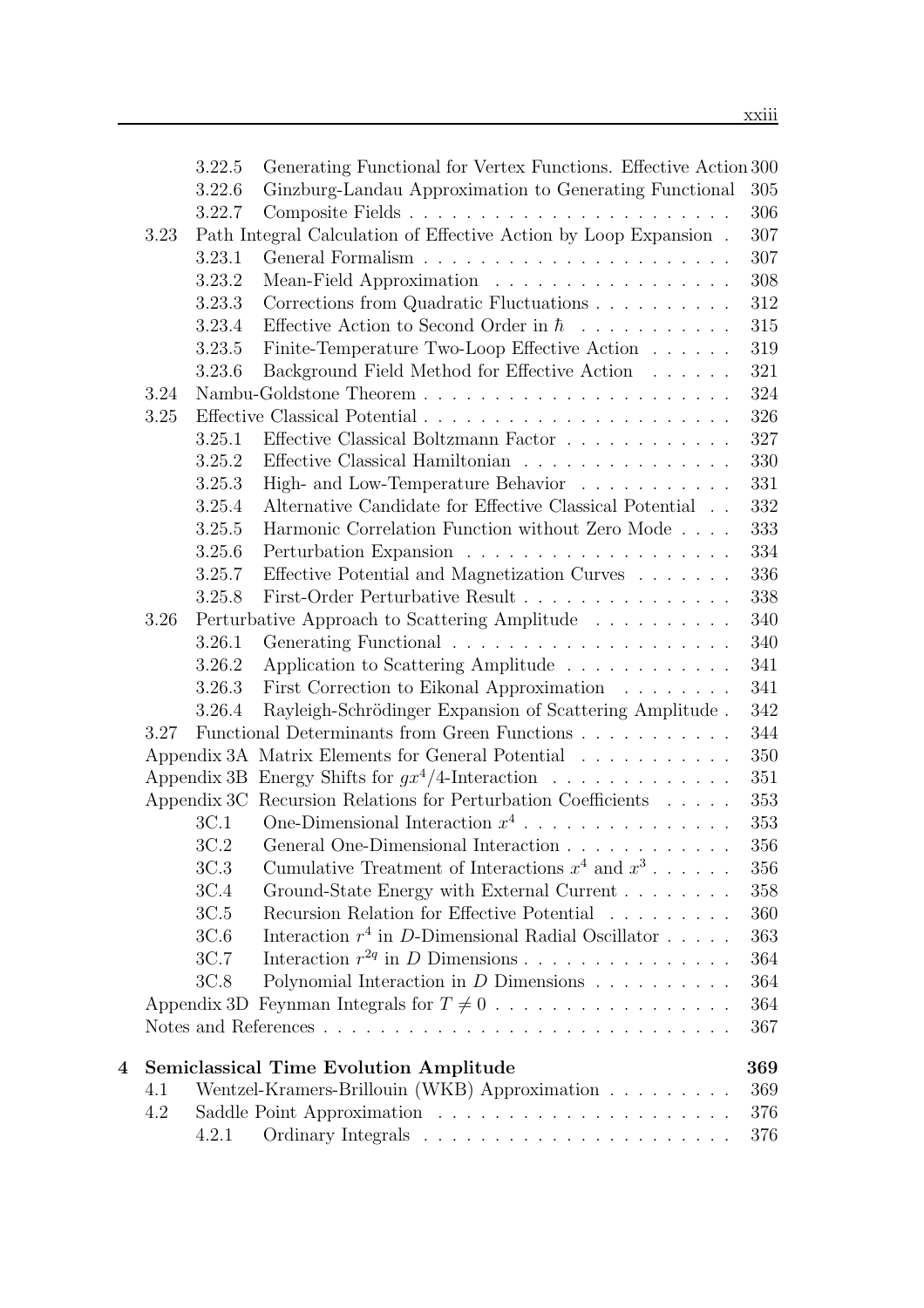3.22.5 Generating Functional for Vertex Functions. Effective Action 300
3.22.6 Ginzburg-Landau Approximation to Generating Functional 305
3.22.7 Composite Fields . . . . . . . . . . . . . . . . . . . . . . . 306
3.23 Path Integral Calculation of Effective Action by Loop Expansion . 307
3.23.1 General Formalism . . . . . . . . . . . . . . . . . . . . . . 307
3.23.2 Mean-Field Approximation . . . . . . . . . . . . . . . . . 308
3.23.3 Corrections from Quadratic Fluctuations . . . . . . . . . . 312
3.23.4 Effective Action to Second Order in $\hbar$ . . . . . . . . . . . 315
3.23.5 Finite-Temperature Two-Loop Effective Action . . . . . . 319
3.23.6 Background Field Method for Effective Action . . . . . . 321
3.24 Nambu-Goldstone Theorem . . . . . . . . . . . . . . . . . . . . . . 324
3.25 Effective Classical Potential . . . . . . . . . . . . . . . . . . . . . 326
3.25.1 Effective Classical Boltzmann Factor . . . . . . . . . . . . 327
3.25.2 Effective Classical Hamiltonian . . . . . . . . . . . . . . . 330
3.25.3 High- and Low-Temperature Behavior . . . . . . . . . . . 331
3.25.4 Alternative Candidate for Effective Classical Potential . . 332
3.25.5 Harmonic Correlation Function without Zero Mode . . . . 333
3.25.6 Perturbation Expansion . . . . . . . . . . . . . . . . . . . 334
3.25.7 Effective Potential and Magnetization Curves . . . . . . . 336
3.25.8 First-Order Perturbative Result . . . . . . . . . . . . . . . 338
3.26 Perturbative Approach to Scattering Amplitude . . . . . . . . . . 340
3.26.1 Generating Functional . . . . . . . . . . . . . . . . . . . . 340
3.26.2 Application to Scattering Amplitude . . . . . . . . . . . . 341
3.26.3 First Correction to Eikonal Approximation . . . . . . . . 341
3.26.4 Rayleigh-Schrödinger Expansion of Scattering Amplitude . 342
3.27 Functional Determinants from Green Functions . . . . . . . . . . . 344
Appendix 3A Matrix Elements for General Potential . . . . . . . . . . . 350
Appendix 3B Energy Shifts for $gx^4/4$-Interaction . . . . . . . . . . . . 351
Appendix 3C Recursion Relations for Perturbation Coefficients . . . . . 353
3C.1 One-Dimensional Interaction $x^4$ . . . . . . . . . . . . . . . 353
3C.2 General One-Dimensional Interaction . . . . . . . . . . . . 356
3C.3 Cumulative Treatment of Interactions $x^4$ and $x^3$ . . . . . . 356
3C.4 Ground-State Energy with External Current . . . . . . . . 358
3C.5 Recursion Relation for Effective Potential . . . . . . . . . 360
3C.6 Interaction $r^4$ in $D$-Dimensional Radial Oscillator . . . . . 363
3C.7 Interaction $r^{2q}$ in $D$ Dimensions . . . . . . . . . . . . . . . 364
3C.8 Polynomial Interaction in $D$ Dimensions . . . . . . . . . . 364
Appendix 3D Feynman Integrals for $T \neq 0$ . . . . . . . . . . . . . . . . 364
Notes and References . . . . . . . . . . . . . . . . . . . . . . . . . . . . 367

**4 Semiclassical Time Evolution Amplitude 369**
4.1 Wentzel-Kramers-Brillouin (WKB) Approximation . . . . . . . . . 369
4.2 Saddle Point Approximation . . . . . . . . . . . . . . . . . . . . . 376
4.2.1 Ordinary Integrals . . . . . . . . . . . . . . . . . . . . . . 376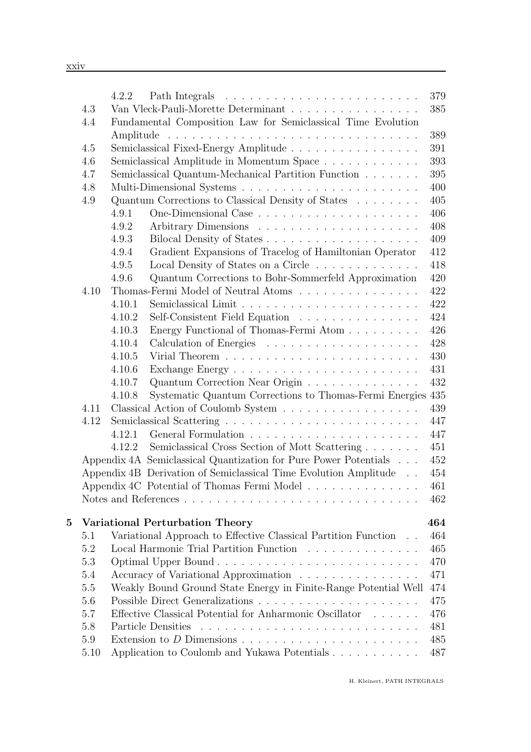4.2.2 Path Integrals . . . . . . . . . . . . . . . . . . . . . . . . 379

4.3 Van Vleck-Pauli-Morette Determinant . . . . . . . . . . . . . . . . 385

4.4 Fundamental Composition Law for Semiclassical Time Evolution Amplitude . . . . . . . . . . . . . . . . . . . . . . . . . . . . . . . 389

4.5 Semiclassical Fixed-Energy Amplitude . . . . . . . . . . . . . . . . 391

4.6 Semiclassical Amplitude in Momentum Space . . . . . . . . . . . . 393

4.7 Semiclassical Quantum-Mechanical Partition Function . . . . . . . 395

4.8 Multi-Dimensional Systems . . . . . . . . . . . . . . . . . . . . . . 400

4.9 Quantum Corrections to Classical Density of States . . . . . . . . 405

4.9.1 One-Dimensional Case . . . . . . . . . . . . . . . . . . . . 406

4.9.2 Arbitrary Dimensions . . . . . . . . . . . . . . . . . . . . 408

4.9.3 Bilocal Density of States . . . . . . . . . . . . . . . . . . . 409

4.9.4 Gradient Expansions of Tracelog of Hamiltonian Operator 412

4.9.5 Local Density of States on a Circle . . . . . . . . . . . . . 418

4.9.6 Quantum Corrections to Bohr-Sommerfeld Approximation 420

4.10 Thomas-Fermi Model of Neutral Atoms . . . . . . . . . . . . . . . 422

4.10.1 Semiclassical Limit . . . . . . . . . . . . . . . . . . . . . . 422

4.10.2 Self-Consistent Field Equation . . . . . . . . . . . . . . . 424

4.10.3 Energy Functional of Thomas-Fermi Atom . . . . . . . . . 426

4.10.4 Calculation of Energies . . . . . . . . . . . . . . . . . . . 428

4.10.5 Virial Theorem . . . . . . . . . . . . . . . . . . . . . . . . 430

4.10.6 Exchange Energy . . . . . . . . . . . . . . . . . . . . . . . 431

4.10.7 Quantum Correction Near Origin . . . . . . . . . . . . . . 432

4.10.8 Systematic Quantum Corrections to Thomas-Fermi Energies 435

4.11 Classical Action of Coulomb System . . . . . . . . . . . . . . . . . 439

4.12 Semiclassical Scattering . . . . . . . . . . . . . . . . . . . . . . . . 447

4.12.1 General Formulation . . . . . . . . . . . . . . . . . . . . . 447

4.12.2 Semiclassical Cross Section of Mott Scattering . . . . . . . 451

Appendix 4A Semiclassical Quantization for Pure Power Potentials . . . 452

Appendix 4B Derivation of Semiclassical Time Evolution Amplitude . . 454

Appendix 4C Potential of Thomas Fermi Model . . . . . . . . . . . . . . 461

Notes and References . . . . . . . . . . . . . . . . . . . . . . . . . . . . 462

**5 Variational Perturbation Theory 464**

5.1 Variational Approach to Effective Classical Partition Function . . 464

5.2 Local Harmonic Trial Partition Function . . . . . . . . . . . . . . 465

5.3 Optimal Upper Bound . . . . . . . . . . . . . . . . . . . . . . . . . 470

5.4 Accuracy of Variational Approximation . . . . . . . . . . . . . . . 471

5.5 Weakly Bound Ground State Energy in Finite-Range Potential Well 474

5.6 Possible Direct Generalizations . . . . . . . . . . . . . . . . . . . . 475

5.7 Effective Classical Potential for Anharmonic Oscillator . . . . . . 476

5.8 Particle Densities . . . . . . . . . . . . . . . . . . . . . . . . . . . 481

5.9 Extension to $D$ Dimensions . . . . . . . . . . . . . . . . . . . . . . 485

5.10 Application to Coulomb and Yukawa Potentials . . . . . . . . . . . 487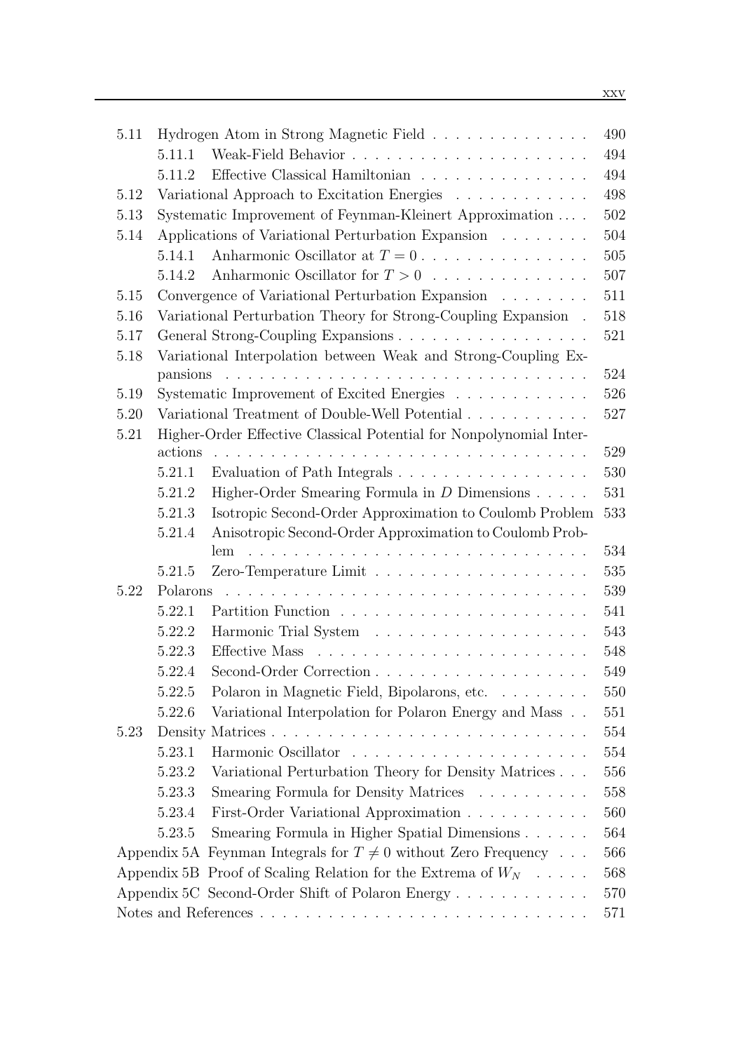| | | |
|---|---|---|
| 5.11 | Hydrogen Atom in Strong Magnetic Field | 490 |
| | 5.11.1 Weak-Field Behavior | 494 |
| | 5.11.2 Effective Classical Hamiltonian | 494 |
| 5.12 | Variational Approach to Excitation Energies | 498 |
| 5.13 | Systematic Improvement of Feynman-Kleinert Approximation | 502 |
| 5.14 | Applications of Variational Perturbation Expansion | 504 |
| | 5.14.1 Anharmonic Oscillator at $T = 0$ | 505 |
| | 5.14.2 Anharmonic Oscillator for $T > 0$ | 507 |
| 5.15 | Convergence of Variational Perturbation Expansion | 511 |
| 5.16 | Variational Perturbation Theory for Strong-Coupling Expansion | 518 |
| 5.17 | General Strong-Coupling Expansions | 521 |
| 5.18 | Variational Interpolation between Weak and Strong-Coupling Expansions | 524 |
| 5.19 | Systematic Improvement of Excited Energies | 526 |
| 5.20 | Variational Treatment of Double-Well Potential | 527 |
| 5.21 | Higher-Order Effective Classical Potential for Nonpolynomial Interactions | 529 |
| | 5.21.1 Evaluation of Path Integrals | 530 |
| | 5.21.2 Higher-Order Smearing Formula in $D$ Dimensions | 531 |
| | 5.21.3 Isotropic Second-Order Approximation to Coulomb Problem | 533 |
| | 5.21.4 Anisotropic Second-Order Approximation to Coulomb Problem | 534 |
| | 5.21.5 Zero-Temperature Limit | 535 |
| 5.22 | Polarons | 539 |
| | 5.22.1 Partition Function | 541 |
| | 5.22.2 Harmonic Trial System | 543 |
| | 5.22.3 Effective Mass | 548 |
| | 5.22.4 Second-Order Correction | 549 |
| | 5.22.5 Polaron in Magnetic Field, Bipolarons, etc. | 550 |
| | 5.22.6 Variational Interpolation for Polaron Energy and Mass | 551 |
| 5.23 | Density Matrices | 554 |
| | 5.23.1 Harmonic Oscillator | 554 |
| | 5.23.2 Variational Perturbation Theory for Density Matrices | 556 |
| | 5.23.3 Smearing Formula for Density Matrices | 558 |
| | 5.23.4 First-Order Variational Approximation | 560 |
| | 5.23.5 Smearing Formula in Higher Spatial Dimensions | 564 |
| Appendix 5A | Feynman Integrals for $T \neq 0$ without Zero Frequency | 566 |
| Appendix 5B | Proof of Scaling Relation for the Extrema of $W_N$ | 568 |
| Appendix 5C | Second-Order Shift of Polaron Energy | 570 |
| Notes and References | | 571 |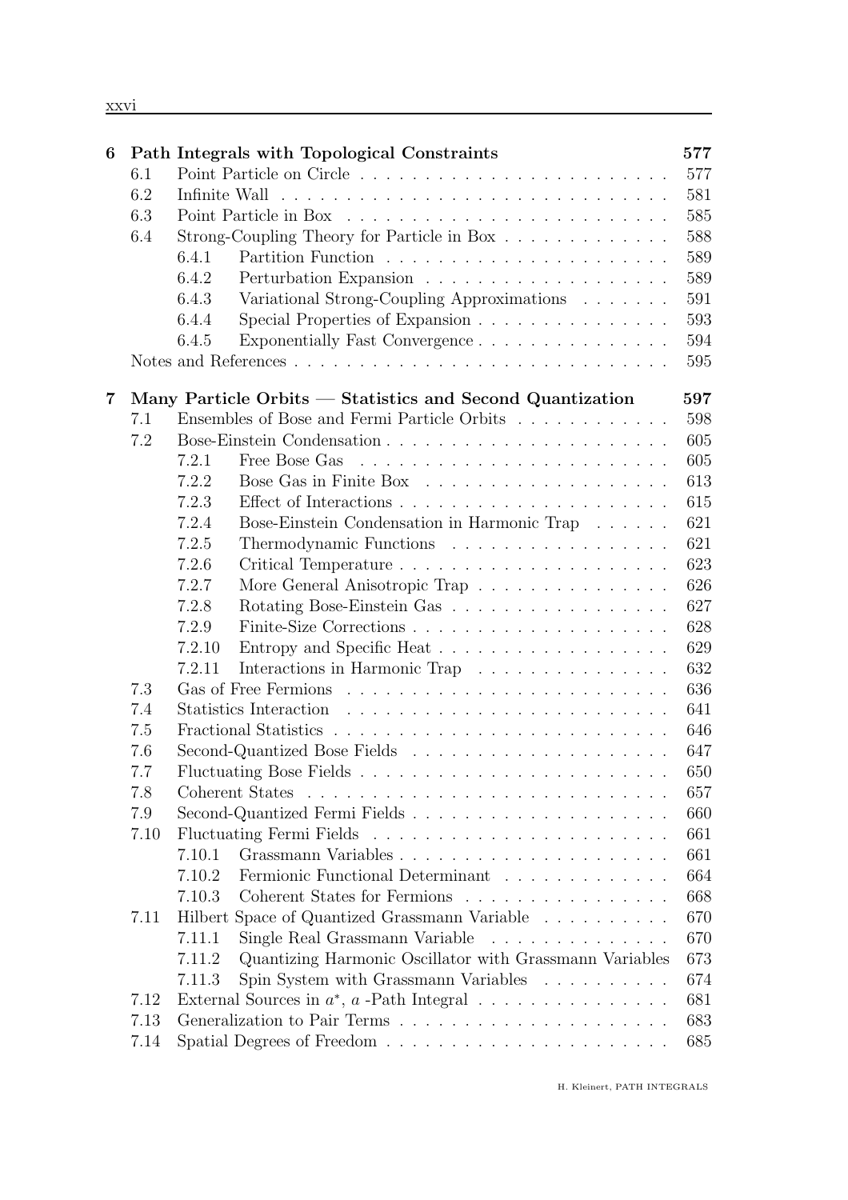**6 Path Integrals with Topological Constraints** 577

- 6.1 Point Particle on Circle . . . . . . . . . . . . 577
- 6.2 Infinite Wall . . . . . . . . . . . . 581
- 6.3 Point Particle in Box . . . . . . . . . . . . 585
- 6.4 Strong-Coupling Theory for Particle in Box . . . . . . . . . . . . 588
  - 6.4.1 Partition Function . . . . . . . . . . . . 589
  - 6.4.2 Perturbation Expansion . . . . . . . . . . . . 589
  - 6.4.3 Variational Strong-Coupling Approximations . . . . . . . . . . . . 591
  - 6.4.4 Special Properties of Expansion . . . . . . . . . . . . 593
  - 6.4.5 Exponentially Fast Convergence . . . . . . . . . . . . 594
- Notes and References . . . . . . . . . . . . 595

**7 Many Particle Orbits — Statistics and Second Quantization** 597

- 7.1 Ensembles of Bose and Fermi Particle Orbits . . . . . . . . . . . . 598
- 7.2 Bose-Einstein Condensation . . . . . . . . . . . . 605
  - 7.2.1 Free Bose Gas . . . . . . . . . . . . 605
  - 7.2.2 Bose Gas in Finite Box . . . . . . . . . . . . 613
  - 7.2.3 Effect of Interactions . . . . . . . . . . . . 615
  - 7.2.4 Bose-Einstein Condensation in Harmonic Trap . . . . . . . . . . . . 621
  - 7.2.5 Thermodynamic Functions . . . . . . . . . . . . 621
  - 7.2.6 Critical Temperature . . . . . . . . . . . . 623
  - 7.2.7 More General Anisotropic Trap . . . . . . . . . . . . 626
  - 7.2.8 Rotating Bose-Einstein Gas . . . . . . . . . . . . 627
  - 7.2.9 Finite-Size Corrections . . . . . . . . . . . . 628
  - 7.2.10 Entropy and Specific Heat . . . . . . . . . . . . 629
  - 7.2.11 Interactions in Harmonic Trap . . . . . . . . . . . . 632
- 7.3 Gas of Free Fermions . . . . . . . . . . . . 636
- 7.4 Statistics Interaction . . . . . . . . . . . . 641
- 7.5 Fractional Statistics . . . . . . . . . . . . 646
- 7.6 Second-Quantized Bose Fields . . . . . . . . . . . . 647
- 7.7 Fluctuating Bose Fields . . . . . . . . . . . . 650
- 7.8 Coherent States . . . . . . . . . . . . 657
- 7.9 Second-Quantized Fermi Fields . . . . . . . . . . . . 660
- 7.10 Fluctuating Fermi Fields . . . . . . . . . . . . 661
  - 7.10.1 Grassmann Variables . . . . . . . . . . . . 661
  - 7.10.2 Fermionic Functional Determinant . . . . . . . . . . . . 664
  - 7.10.3 Coherent States for Fermions . . . . . . . . . . . . 668
- 7.11 Hilbert Space of Quantized Grassmann Variable . . . . . . . . . . . . 670
  - 7.11.1 Single Real Grassmann Variable . . . . . . . . . . . . 670
  - 7.11.2 Quantizing Harmonic Oscillator with Grassmann Variables 673
  - 7.11.3 Spin System with Grassmann Variables . . . . . . . . . . . . 674
- 7.12 External Sources in $a^*$, $a$ -Path Integral . . . . . . . . . . . . 681
- 7.13 Generalization to Pair Terms . . . . . . . . . . . . 683
- 7.14 Spatial Degrees of Freedom . . . . . . . . . . . . 685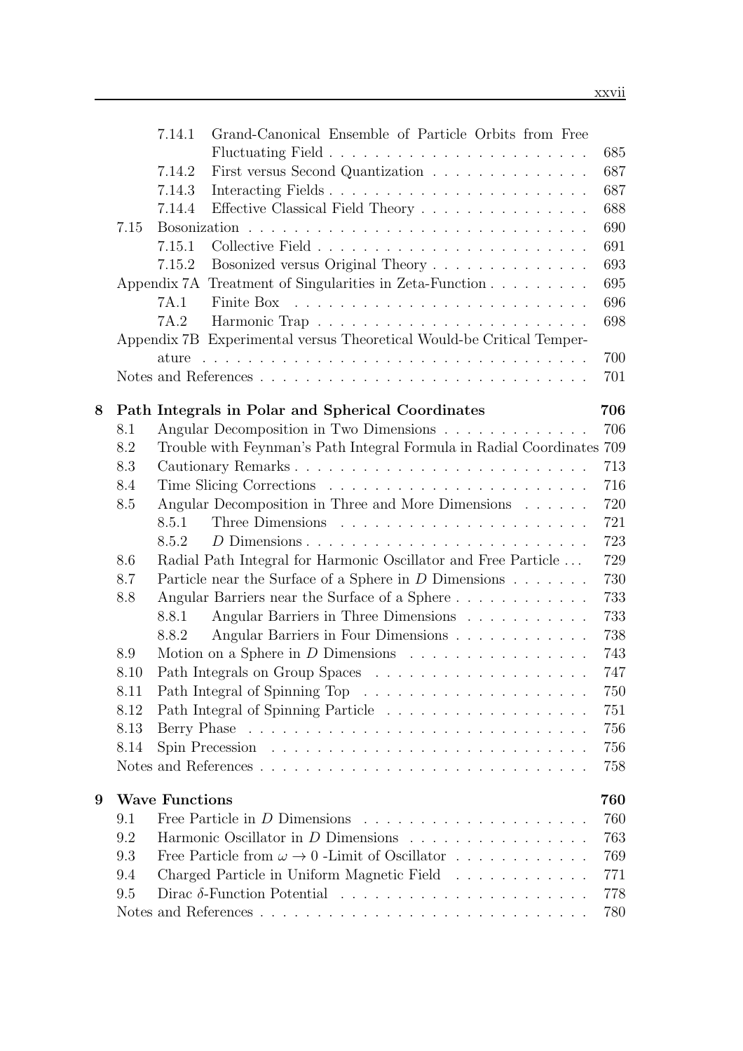7.14.1 Grand-Canonical Ensemble of Particle Orbits from Free Fluctuating Field . . . . . . . . . . . . . . . . . . . . . . . 685
7.14.2 First versus Second Quantization . . . . . . . . . . . . . . 687
7.14.3 Interacting Fields . . . . . . . . . . . . . . . . . . . . . . . 687
7.14.4 Effective Classical Field Theory . . . . . . . . . . . . . . . 688
7.15 Bosonization . . . . . . . . . . . . . . . . . . . . . . . . . . . . . 690
7.15.1 Collective Field . . . . . . . . . . . . . . . . . . . . . . . . 691
7.15.2 Bosonized versus Original Theory . . . . . . . . . . . . . . 693
Appendix 7A Treatment of Singularities in Zeta-Function . . . . . . . . . 695
7A.1 Finite Box . . . . . . . . . . . . . . . . . . . . . . . . . . 696
7A.2 Harmonic Trap . . . . . . . . . . . . . . . . . . . . . . . . 698
Appendix 7B Experimental versus Theoretical Would-be Critical Temperature . . . . . . . . . . . . . . . . . . . . . . . . . . . . . . . . 700
Notes and References . . . . . . . . . . . . . . . . . . . . . . . . . . . . 701

**8 Path Integrals in Polar and Spherical Coordinates 706**
8.1 Angular Decomposition in Two Dimensions . . . . . . . . . . . . . 706
8.2 Trouble with Feynman's Path Integral Formula in Radial Coordinates 709
8.3 Cautionary Remarks . . . . . . . . . . . . . . . . . . . . . . . . . 713
8.4 Time Slicing Corrections . . . . . . . . . . . . . . . . . . . . . . . 716
8.5 Angular Decomposition in Three and More Dimensions . . . . . . 720
8.5.1 Three Dimensions . . . . . . . . . . . . . . . . . . . . . . 721
8.5.2 $D$ Dimensions . . . . . . . . . . . . . . . . . . . . . . . . 723
8.6 Radial Path Integral for Harmonic Oscillator and Free Particle . . . 729
8.7 Particle near the Surface of a Sphere in $D$ Dimensions . . . . . . . 730
8.8 Angular Barriers near the Surface of a Sphere . . . . . . . . . . . . 733
8.8.1 Angular Barriers in Three Dimensions . . . . . . . . . . . 733
8.8.2 Angular Barriers in Four Dimensions . . . . . . . . . . . . 738
8.9 Motion on a Sphere in $D$ Dimensions . . . . . . . . . . . . . . . . 743
8.10 Path Integrals on Group Spaces . . . . . . . . . . . . . . . . . . . 747
8.11 Path Integral of Spinning Top . . . . . . . . . . . . . . . . . . . . 750
8.12 Path Integral of Spinning Particle . . . . . . . . . . . . . . . . . . 751
8.13 Berry Phase . . . . . . . . . . . . . . . . . . . . . . . . . . . . . 756
8.14 Spin Precession . . . . . . . . . . . . . . . . . . . . . . . . . . . 756
Notes and References . . . . . . . . . . . . . . . . . . . . . . . . . . . . 758

**9 Wave Functions 760**
9.1 Free Particle in $D$ Dimensions . . . . . . . . . . . . . . . . . . . . 760
9.2 Harmonic Oscillator in $D$ Dimensions . . . . . . . . . . . . . . . . 763
9.3 Free Particle from $\omega \to 0$ -Limit of Oscillator . . . . . . . . . . . . 769
9.4 Charged Particle in Uniform Magnetic Field . . . . . . . . . . . . 771
9.5 Dirac $\delta$-Function Potential . . . . . . . . . . . . . . . . . . . . . . 778
Notes and References . . . . . . . . . . . . . . . . . . . . . . . . . . . . 780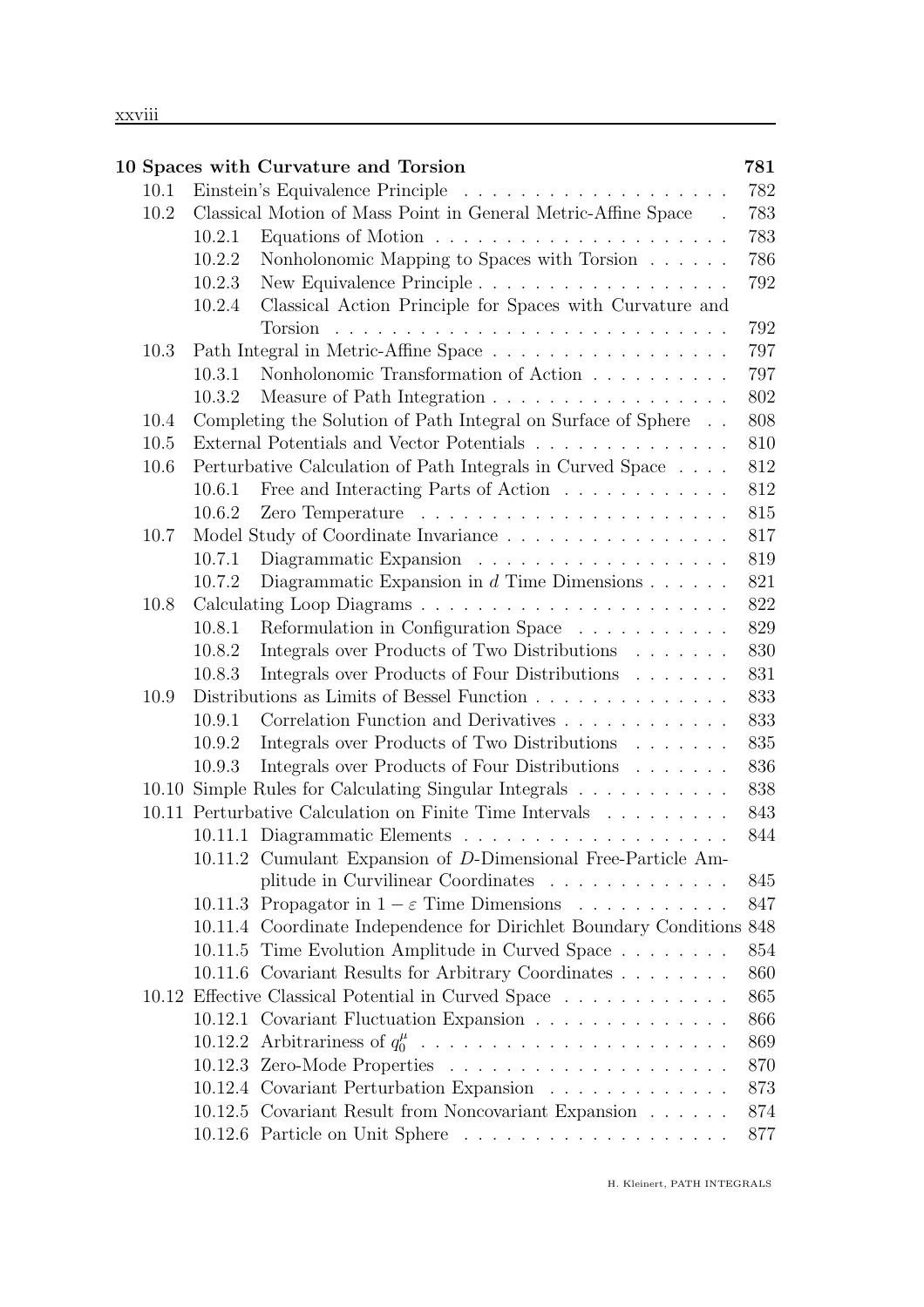**10 Spaces with Curvature and Torsion** 781

- 10.1 Einstein's Equivalence Principle . . . . . . . . . . . . . . . . . . . 782
- 10.2 Classical Motion of Mass Point in General Metric-Affine Space . 783
  - 10.2.1 Equations of Motion . . . . . . . . . . . . . . . . . . . . . 783
  - 10.2.2 Nonholonomic Mapping to Spaces with Torsion . . . . . . 786
  - 10.2.3 New Equivalence Principle . . . . . . . . . . . . . . . . . . 792
  - 10.2.4 Classical Action Principle for Spaces with Curvature and Torsion . . . . . . . . . . . . . . . . . . . . . . . . . . . 792
- 10.3 Path Integral in Metric-Affine Space . . . . . . . . . . . . . . . . . 797
  - 10.3.1 Nonholonomic Transformation of Action . . . . . . . . . . 797
  - 10.3.2 Measure of Path Integration . . . . . . . . . . . . . . . . . 802
- 10.4 Completing the Solution of Path Integral on Surface of Sphere . . 808
- 10.5 External Potentials and Vector Potentials . . . . . . . . . . . . . . 810
- 10.6 Perturbative Calculation of Path Integrals in Curved Space . . . . 812
  - 10.6.1 Free and Interacting Parts of Action . . . . . . . . . . . . 812
  - 10.6.2 Zero Temperature . . . . . . . . . . . . . . . . . . . . . . 815
- 10.7 Model Study of Coordinate Invariance . . . . . . . . . . . . . . . . 817
  - 10.7.1 Diagrammatic Expansion . . . . . . . . . . . . . . . . . . 819
  - 10.7.2 Diagrammatic Expansion in $d$ Time Dimensions . . . . . . 821
- 10.8 Calculating Loop Diagrams . . . . . . . . . . . . . . . . . . . . . . 822
  - 10.8.1 Reformulation in Configuration Space . . . . . . . . . . . 829
  - 10.8.2 Integrals over Products of Two Distributions . . . . . . . 830
  - 10.8.3 Integrals over Products of Four Distributions . . . . . . . 831
- 10.9 Distributions as Limits of Bessel Function . . . . . . . . . . . . . 833
  - 10.9.1 Correlation Function and Derivatives . . . . . . . . . . . . 833
  - 10.9.2 Integrals over Products of Two Distributions . . . . . . . 835
  - 10.9.3 Integrals over Products of Four Distributions . . . . . . . 836
- 10.10 Simple Rules for Calculating Singular Integrals . . . . . . . . . . . 838
- 10.11 Perturbative Calculation on Finite Time Intervals . . . . . . . . . 843
  - 10.11.1 Diagrammatic Elements . . . . . . . . . . . . . . . . . . . 844
  - 10.11.2 Cumulant Expansion of $D$-Dimensional Free-Particle Amplitude in Curvilinear Coordinates . . . . . . . . . . . . . 845
  - 10.11.3 Propagator in $1-\varepsilon$ Time Dimensions . . . . . . . . . . . 847
  - 10.11.4 Coordinate Independence for Dirichlet Boundary Conditions 848
  - 10.11.5 Time Evolution Amplitude in Curved Space . . . . . . . . 854
  - 10.11.6 Covariant Results for Arbitrary Coordinates . . . . . . . . 860
- 10.12 Effective Classical Potential in Curved Space . . . . . . . . . . . . 865
  - 10.12.1 Covariant Fluctuation Expansion . . . . . . . . . . . . . . 866
  - 10.12.2 Arbitrariness of $q_0^\mu$ . . . . . . . . . . . . . . . . . . . . . 869
  - 10.12.3 Zero-Mode Properties . . . . . . . . . . . . . . . . . . . . 870
  - 10.12.4 Covariant Perturbation Expansion . . . . . . . . . . . . . 873
  - 10.12.5 Covariant Result from Noncovariant Expansion . . . . . . 874
  - 10.12.6 Particle on Unit Sphere . . . . . . . . . . . . . . . . . . . 877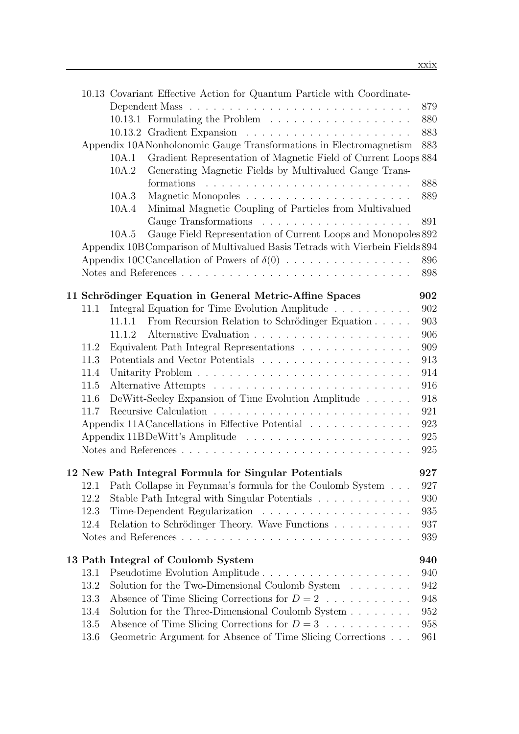10.13 Covariant Effective Action for Quantum Particle with Coordinate-Dependent Mass . . . 879
- 10.13.1 Formulating the Problem . . . 880
- 10.13.2 Gradient Expansion . . . 883

Appendix 10A Nonholonomic Gauge Transformations in Electromagnetism . . . 883
- 10A.1 Gradient Representation of Magnetic Field of Current Loops . . . 884
- 10A.2 Generating Magnetic Fields by Multivalued Gauge Transformations . . . 888
- 10A.3 Magnetic Monopoles . . . 889
- 10A.4 Minimal Magnetic Coupling of Particles from Multivalued Gauge Transformations . . . 891
- 10A.5 Gauge Field Representation of Current Loops and Monopoles . . . 892

Appendix 10B Comparison of Multivalued Basis Tetrads with Vierbein Fields . . . 894

Appendix 10C Cancellation of Powers of $\delta(0)$ . . . 896

Notes and References . . . 898

**11 Schrödinger Equation in General Metric-Affine Spaces . . . 902**
- 11.1 Integral Equation for Time Evolution Amplitude . . . 902
  - 11.1.1 From Recursion Relation to Schrödinger Equation . . . 903
  - 11.1.2 Alternative Evaluation . . . 906
- 11.2 Equivalent Path Integral Representations . . . 909
- 11.3 Potentials and Vector Potentials . . . 913
- 11.4 Unitarity Problem . . . 914
- 11.5 Alternative Attempts . . . 916
- 11.6 DeWitt-Seeley Expansion of Time Evolution Amplitude . . . 918
- 11.7 Recursive Calculation . . . 921

Appendix 11A Cancellations in Effective Potential . . . 923

Appendix 11B DeWitt's Amplitude . . . 925

Notes and References . . . 925

**12 New Path Integral Formula for Singular Potentials . . . 927**
- 12.1 Path Collapse in Feynman's formula for the Coulomb System . . . 927
- 12.2 Stable Path Integral with Singular Potentials . . . 930
- 12.3 Time-Dependent Regularization . . . 935
- 12.4 Relation to Schrödinger Theory. Wave Functions . . . 937

Notes and References . . . 939

**13 Path Integral of Coulomb System . . . 940**
- 13.1 Pseudotime Evolution Amplitude . . . 940
- 13.2 Solution for the Two-Dimensional Coulomb System . . . 942
- 13.3 Absence of Time Slicing Corrections for $D = 2$ . . . 948
- 13.4 Solution for the Three-Dimensional Coulomb System . . . 952
- 13.5 Absence of Time Slicing Corrections for $D = 3$ . . . 958
- 13.6 Geometric Argument for Absence of Time Slicing Corrections . . . 961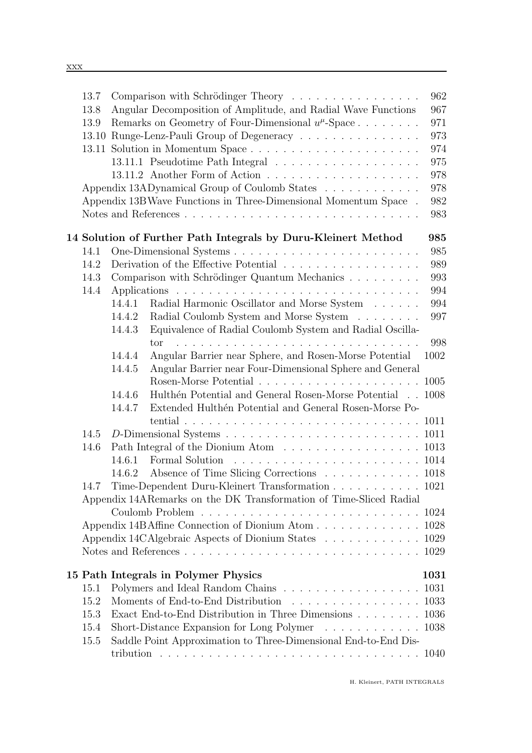13.7 Comparison with Schrödinger Theory . . . . . . . . . . . . . . . . 962
13.8 Angular Decomposition of Amplitude, and Radial Wave Functions 967
13.9 Remarks on Geometry of Four-Dimensional $u^\mu$-Space . . . . . . . . 971
13.10 Runge-Lenz-Pauli Group of Degeneracy . . . . . . . . . . . . . . . 973
13.11 Solution in Momentum Space . . . . . . . . . . . . . . . . . . . . . 974
  13.11.1 Pseudotime Path Integral . . . . . . . . . . . . . . . . . . 975
  13.11.2 Another Form of Action . . . . . . . . . . . . . . . . . . . 978
Appendix 13A Dynamical Group of Coulomb States . . . . . . . . . . . . 978
Appendix 13B Wave Functions in Three-Dimensional Momentum Space . 982
Notes and References . . . . . . . . . . . . . . . . . . . . . . . . . . . . 983

**14 Solution of Further Path Integrals by Duru-Kleinert Method 985**

14.1 One-Dimensional Systems . . . . . . . . . . . . . . . . . . . . . . . 985
14.2 Derivation of the Effective Potential . . . . . . . . . . . . . . . . . 989
14.3 Comparison with Schrödinger Quantum Mechanics . . . . . . . . . 993
14.4 Applications . . . . . . . . . . . . . . . . . . . . . . . . . . . . . . 994
  14.4.1 Radial Harmonic Oscillator and Morse System . . . . . . 994
  14.4.2 Radial Coulomb System and Morse System . . . . . . . . 997
  14.4.3 Equivalence of Radial Coulomb System and Radial Oscillator . . . . . . . . . . . . . . . . . . . . . . . . . . . . 998
  14.4.4 Angular Barrier near Sphere, and Rosen-Morse Potential 1002
  14.4.5 Angular Barrier near Four-Dimensional Sphere and General Rosen-Morse Potential . . . . . . . . . . . . . . . . . . . 1005
  14.4.6 Hulthén Potential and General Rosen-Morse Potential . . 1008
  14.4.7 Extended Hulthén Potential and General Rosen-Morse Potential . . . . . . . . . . . . . . . . . . . . . . . . . . . 1011
14.5 *D*-Dimensional Systems . . . . . . . . . . . . . . . . . . . . . . . 1011
14.6 Path Integral of the Dionium Atom . . . . . . . . . . . . . . . . . 1013
  14.6.1 Formal Solution . . . . . . . . . . . . . . . . . . . . . . . 1014
  14.6.2 Absence of Time Slicing Corrections . . . . . . . . . . . . 1018
14.7 Time-Dependent Duru-Kleinert Transformation . . . . . . . . . . . 1021
Appendix 14A Remarks on the DK Transformation of Time-Sliced Radial Coulomb Problem . . . . . . . . . . . . . . . . . . . . . . . . . . 1024
Appendix 14B Affine Connection of Dionium Atom . . . . . . . . . . . . . 1028
Appendix 14C Algebraic Aspects of Dionium States . . . . . . . . . . . . 1029
Notes and References . . . . . . . . . . . . . . . . . . . . . . . . . . . . 1029

**15 Path Integrals in Polymer Physics 1031**

15.1 Polymers and Ideal Random Chains . . . . . . . . . . . . . . . . . 1031
15.2 Moments of End-to-End Distribution . . . . . . . . . . . . . . . . 1033
15.3 Exact End-to-End Distribution in Three Dimensions . . . . . . . . 1036
15.4 Short-Distance Expansion for Long Polymer . . . . . . . . . . . . 1038
15.5 Saddle Point Approximation to Three-Dimensional End-to-End Distribution . . . . . . . . . . . . . . . . . . . . . . . . . . . . . . . 1040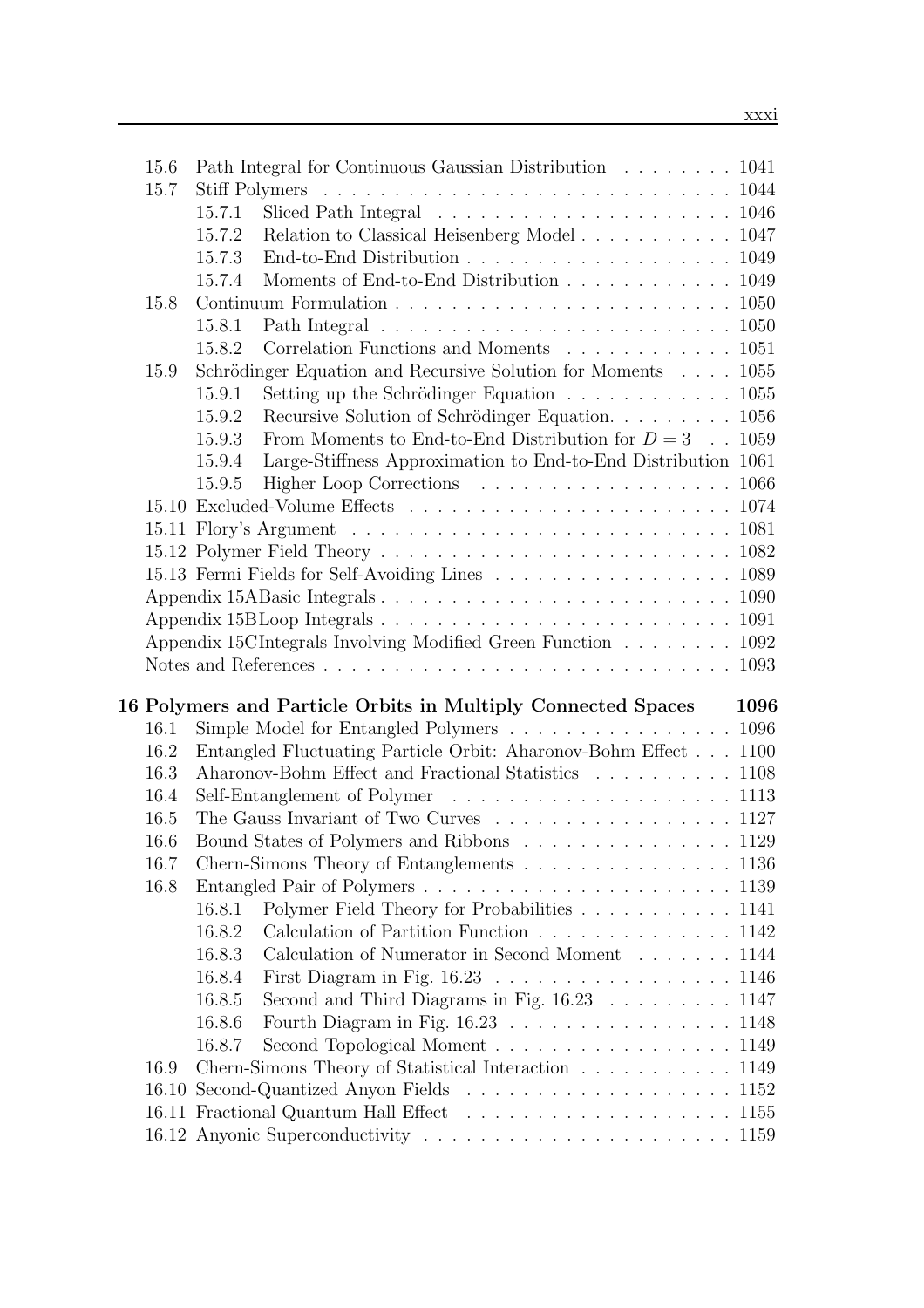| | | |
|---|---|---|
| 15.6 | Path Integral for Continuous Gaussian Distribution | 1041 |
| 15.7 | Stiff Polymers | 1044 |
| | 15.7.1 Sliced Path Integral | 1046 |
| | 15.7.2 Relation to Classical Heisenberg Model | 1047 |
| | 15.7.3 End-to-End Distribution | 1049 |
| | 15.7.4 Moments of End-to-End Distribution | 1049 |
| 15.8 | Continuum Formulation | 1050 |
| | 15.8.1 Path Integral | 1050 |
| | 15.8.2 Correlation Functions and Moments | 1051 |
| 15.9 | Schrödinger Equation and Recursive Solution for Moments | 1055 |
| | 15.9.1 Setting up the Schrödinger Equation | 1055 |
| | 15.9.2 Recursive Solution of Schrödinger Equation. | 1056 |
| | 15.9.3 From Moments to End-to-End Distribution for $D = 3$ | 1059 |
| | 15.9.4 Large-Stiffness Approximation to End-to-End Distribution | 1061 |
| | 15.9.5 Higher Loop Corrections | 1066 |
| 15.10 | Excluded-Volume Effects | 1074 |
| 15.11 | Flory's Argument | 1081 |
| 15.12 | Polymer Field Theory | 1082 |
| 15.13 | Fermi Fields for Self-Avoiding Lines | 1089 |
| | Appendix 15A Basic Integrals | 1090 |
| | Appendix 15B Loop Integrals | 1091 |
| | Appendix 15C Integrals Involving Modified Green Function | 1092 |
| | Notes and References | 1093 |

**16 Polymers and Particle Orbits in Multiply Connected Spaces 1096**

| | | |
|---|---|---|
| 16.1 | Simple Model for Entangled Polymers | 1096 |
| 16.2 | Entangled Fluctuating Particle Orbit: Aharonov-Bohm Effect | 1100 |
| 16.3 | Aharonov-Bohm Effect and Fractional Statistics | 1108 |
| 16.4 | Self-Entanglement of Polymer | 1113 |
| 16.5 | The Gauss Invariant of Two Curves | 1127 |
| 16.6 | Bound States of Polymers and Ribbons | 1129 |
| 16.7 | Chern-Simons Theory of Entanglements | 1136 |
| 16.8 | Entangled Pair of Polymers | 1139 |
| | 16.8.1 Polymer Field Theory for Probabilities | 1141 |
| | 16.8.2 Calculation of Partition Function | 1142 |
| | 16.8.3 Calculation of Numerator in Second Moment | 1144 |
| | 16.8.4 First Diagram in Fig. 16.23 | 1146 |
| | 16.8.5 Second and Third Diagrams in Fig. 16.23 | 1147 |
| | 16.8.6 Fourth Diagram in Fig. 16.23 | 1148 |
| | 16.8.7 Second Topological Moment | 1149 |
| 16.9 | Chern-Simons Theory of Statistical Interaction | 1149 |
| 16.10 | Second-Quantized Anyon Fields | 1152 |
| 16.11 | Fractional Quantum Hall Effect | 1155 |
| 16.12 | Anyonic Superconductivity | 1159 |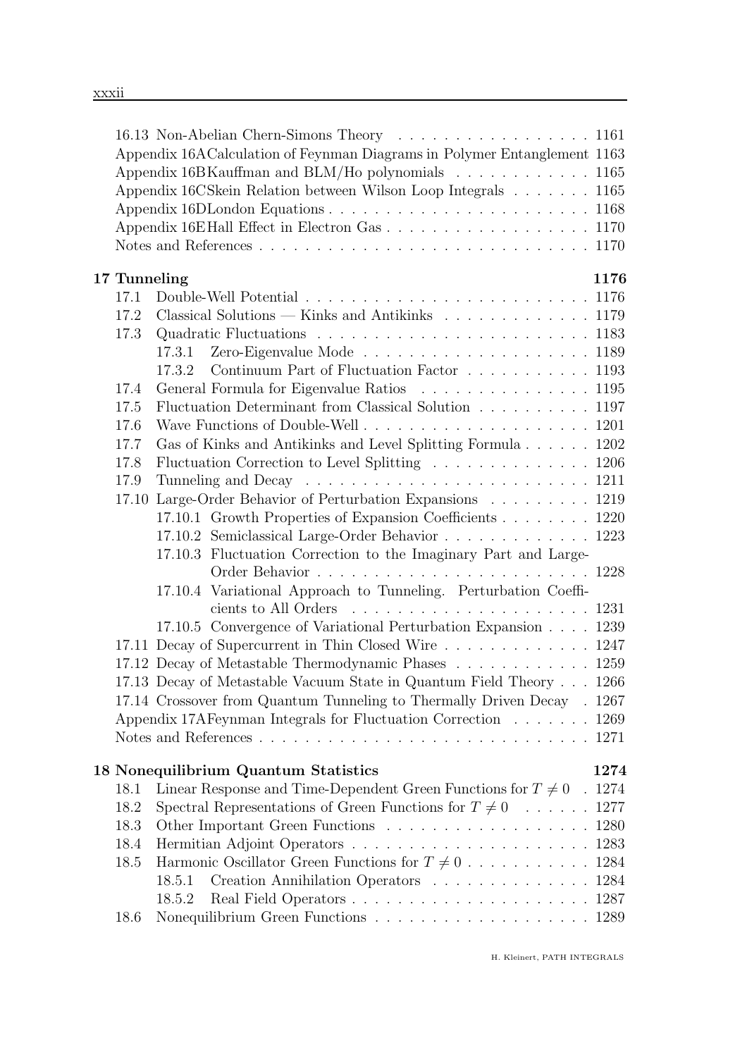16.13 Non-Abelian Chern-Simons Theory . . . . . . . . . . . . . . . . . 1161
Appendix 16A Calculation of Feynman Diagrams in Polymer Entanglement 1163
Appendix 16B Kauffman and BLM/Ho polynomials . . . . . . . . . . . . 1165
Appendix 16C Skein Relation between Wilson Loop Integrals . . . . . . . 1165
Appendix 16D London Equations . . . . . . . . . . . . . . . . . . . . . . . 1168
Appendix 16E Hall Effect in Electron Gas . . . . . . . . . . . . . . . . . . 1170
Notes and References . . . . . . . . . . . . . . . . . . . . . . . . . . . . 1170

**17 Tunneling 1176**

17.1 Double-Well Potential . . . . . . . . . . . . . . . . . . . . . . . . . 1176
17.2 Classical Solutions — Kinks and Antikinks . . . . . . . . . . . . . 1179
17.3 Quadratic Fluctuations . . . . . . . . . . . . . . . . . . . . . . . . 1183
 17.3.1 Zero-Eigenvalue Mode . . . . . . . . . . . . . . . . . . . . 1189
 17.3.2 Continuum Part of Fluctuation Factor . . . . . . . . . . . 1193
17.4 General Formula for Eigenvalue Ratios . . . . . . . . . . . . . . . 1195
17.5 Fluctuation Determinant from Classical Solution . . . . . . . . . . 1197
17.6 Wave Functions of Double-Well . . . . . . . . . . . . . . . . . . . . 1201
17.7 Gas of Kinks and Antikinks and Level Splitting Formula . . . . . . 1202
17.8 Fluctuation Correction to Level Splitting . . . . . . . . . . . . . . 1206
17.9 Tunneling and Decay . . . . . . . . . . . . . . . . . . . . . . . . . 1211
17.10 Large-Order Behavior of Perturbation Expansions . . . . . . . . . 1219
 17.10.1 Growth Properties of Expansion Coefficients . . . . . . . . 1220
 17.10.2 Semiclassical Large-Order Behavior . . . . . . . . . . . . . 1223
 17.10.3 Fluctuation Correction to the Imaginary Part and Large-Order Behavior . . . . . . . . . . . . . . . . . . . . . . . . 1228
 17.10.4 Variational Approach to Tunneling. Perturbation Coefficients to All Orders . . . . . . . . . . . . . . . . . . . . . 1231
 17.10.5 Convergence of Variational Perturbation Expansion . . . . 1239
17.11 Decay of Supercurrent in Thin Closed Wire . . . . . . . . . . . . . 1247
17.12 Decay of Metastable Thermodynamic Phases . . . . . . . . . . . . 1259
17.13 Decay of Metastable Vacuum State in Quantum Field Theory . . . 1266
17.14 Crossover from Quantum Tunneling to Thermally Driven Decay . 1267
Appendix 17A Feynman Integrals for Fluctuation Correction . . . . . . . 1269
Notes and References . . . . . . . . . . . . . . . . . . . . . . . . . . . . 1271

**18 Nonequilibrium Quantum Statistics 1274**

18.1 Linear Response and Time-Dependent Green Functions for $T \neq 0$ . 1274
18.2 Spectral Representations of Green Functions for $T \neq 0$ . . . . . . 1277
18.3 Other Important Green Functions . . . . . . . . . . . . . . . . . . 1280
18.4 Hermitian Adjoint Operators . . . . . . . . . . . . . . . . . . . . . 1283
18.5 Harmonic Oscillator Green Functions for $T \neq 0$ . . . . . . . . . . . 1284
 18.5.1 Creation Annihilation Operators . . . . . . . . . . . . . . 1284
 18.5.2 Real Field Operators . . . . . . . . . . . . . . . . . . . . . 1287
18.6 Nonequilibrium Green Functions . . . . . . . . . . . . . . . . . . . 1289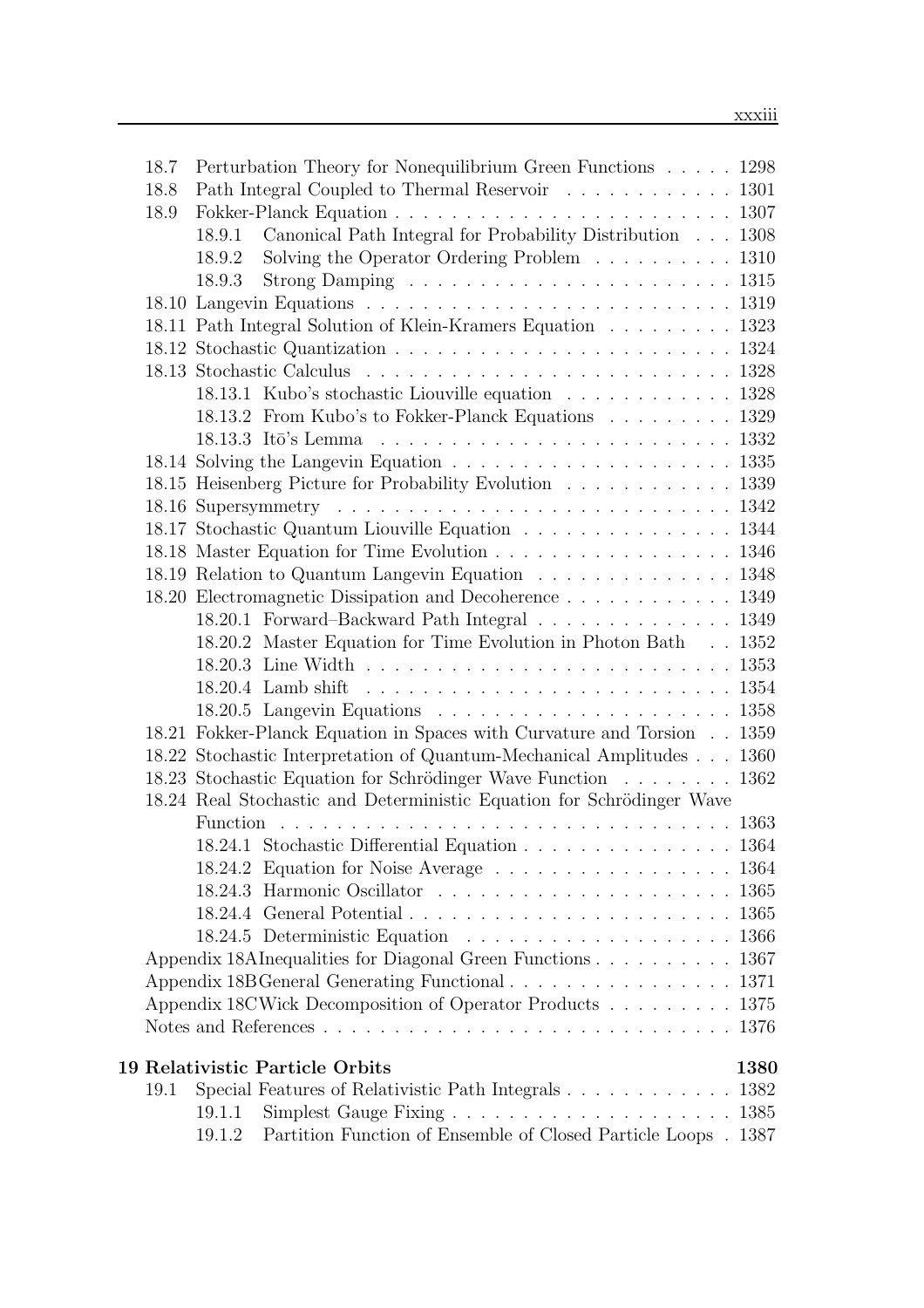18.7 Perturbation Theory for Nonequilibrium Green Functions . . . . . 1298
18.8 Path Integral Coupled to Thermal Reservoir . . . . . . . . . . . . 1301
18.9 Fokker-Planck Equation . . . . . . . . . . . . . . . . . . . . . . . . 1307
  18.9.1 Canonical Path Integral for Probability Distribution . . . 1308
  18.9.2 Solving the Operator Ordering Problem . . . . . . . . . . 1310
  18.9.3 Strong Damping . . . . . . . . . . . . . . . . . . . . . . . 1315
18.10 Langevin Equations . . . . . . . . . . . . . . . . . . . . . . . . . . 1319
18.11 Path Integral Solution of Klein-Kramers Equation . . . . . . . . . 1323
18.12 Stochastic Quantization . . . . . . . . . . . . . . . . . . . . . . . . 1324
18.13 Stochastic Calculus . . . . . . . . . . . . . . . . . . . . . . . . . . 1328
  18.13.1 Kubo's stochastic Liouville equation . . . . . . . . . . . . 1328
  18.13.2 From Kubo's to Fokker-Planck Equations . . . . . . . . . 1329
  18.13.3 Itō's Lemma . . . . . . . . . . . . . . . . . . . . . . . . . 1332
18.14 Solving the Langevin Equation . . . . . . . . . . . . . . . . . . . . 1335
18.15 Heisenberg Picture for Probability Evolution . . . . . . . . . . . . 1339
18.16 Supersymmetry . . . . . . . . . . . . . . . . . . . . . . . . . . . . 1342
18.17 Stochastic Quantum Liouville Equation . . . . . . . . . . . . . . . 1344
18.18 Master Equation for Time Evolution . . . . . . . . . . . . . . . . . 1346
18.19 Relation to Quantum Langevin Equation . . . . . . . . . . . . . . 1348
18.20 Electromagnetic Dissipation and Decoherence . . . . . . . . . . . . 1349
  18.20.1 Forward–Backward Path Integral . . . . . . . . . . . . . . 1349
  18.20.2 Master Equation for Time Evolution in Photon Bath . . 1352
  18.20.3 Line Width . . . . . . . . . . . . . . . . . . . . . . . . . 1353
  18.20.4 Lamb shift . . . . . . . . . . . . . . . . . . . . . . . . . 1354
  18.20.5 Langevin Equations . . . . . . . . . . . . . . . . . . . . . 1358
18.21 Fokker-Planck Equation in Spaces with Curvature and Torsion . . 1359
18.22 Stochastic Interpretation of Quantum-Mechanical Amplitudes . . . 1360
18.23 Stochastic Equation for Schrödinger Wave Function . . . . . . . . 1362
18.24 Real Stochastic and Deterministic Equation for Schrödinger Wave Function . . . . . . . . . . . . . . . . . . . . . . . . . . . . . . . 1363
  18.24.1 Stochastic Differential Equation . . . . . . . . . . . . . . . 1364
  18.24.2 Equation for Noise Average . . . . . . . . . . . . . . . . . 1364
  18.24.3 Harmonic Oscillator . . . . . . . . . . . . . . . . . . . . . 1365
  18.24.4 General Potential . . . . . . . . . . . . . . . . . . . . . . . 1365
  18.24.5 Deterministic Equation . . . . . . . . . . . . . . . . . . . 1366
Appendix 18A Inequalities for Diagonal Green Functions . . . . . . . . . . 1367
Appendix 18B General Generating Functional . . . . . . . . . . . . . . . . 1371
Appendix 18C Wick Decomposition of Operator Products . . . . . . . . . 1375
Notes and References . . . . . . . . . . . . . . . . . . . . . . . . . . . . 1376

**19 Relativistic Particle Orbits** **1380**
19.1 Special Features of Relativistic Path Integrals . . . . . . . . . . . . 1382
  19.1.1 Simplest Gauge Fixing . . . . . . . . . . . . . . . . . . . . 1385
  19.1.2 Partition Function of Ensemble of Closed Particle Loops . 1387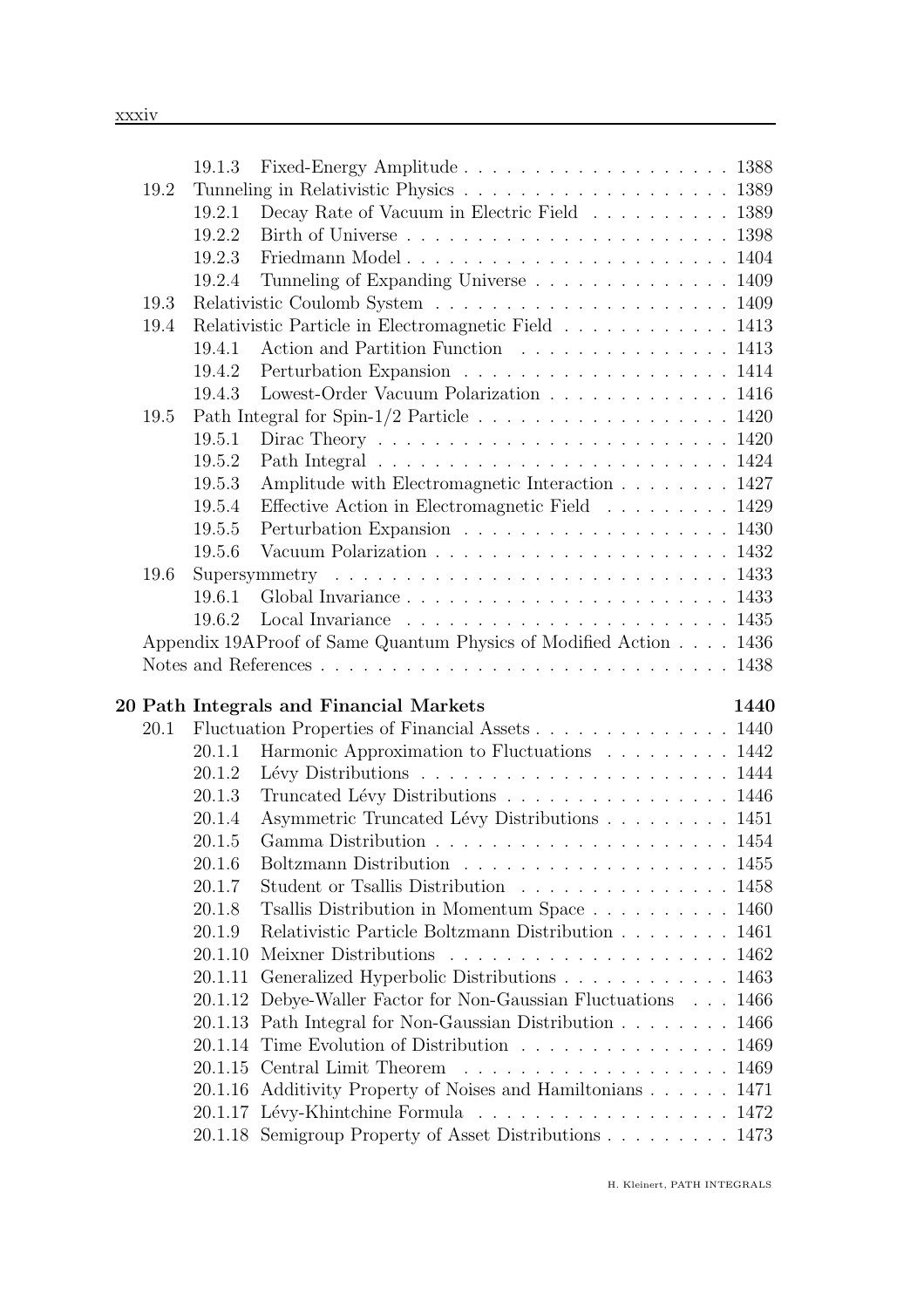19.1.3 Fixed-Energy Amplitude . . . . . . . . . . . . . . . . . . . 1388

19.2 Tunneling in Relativistic Physics . . . . . . . . . . . . . . . . . . . 1389

19.2.1 Decay Rate of Vacuum in Electric Field . . . . . . . . . . 1389

19.2.2 Birth of Universe . . . . . . . . . . . . . . . . . . . . . . . 1398

19.2.3 Friedmann Model . . . . . . . . . . . . . . . . . . . . . . . 1404

19.2.4 Tunneling of Expanding Universe . . . . . . . . . . . . . . 1409

19.3 Relativistic Coulomb System . . . . . . . . . . . . . . . . . . . . . 1409

19.4 Relativistic Particle in Electromagnetic Field . . . . . . . . . . . . 1413

19.4.1 Action and Partition Function . . . . . . . . . . . . . . . 1413

19.4.2 Perturbation Expansion . . . . . . . . . . . . . . . . . . . 1414

19.4.3 Lowest-Order Vacuum Polarization . . . . . . . . . . . . . 1416

19.5 Path Integral for Spin-1/2 Particle . . . . . . . . . . . . . . . . . . 1420

19.5.1 Dirac Theory . . . . . . . . . . . . . . . . . . . . . . . . . 1420

19.5.2 Path Integral . . . . . . . . . . . . . . . . . . . . . . . . . 1424

19.5.3 Amplitude with Electromagnetic Interaction . . . . . . . . 1427

19.5.4 Effective Action in Electromagnetic Field . . . . . . . . . 1429

19.5.5 Perturbation Expansion . . . . . . . . . . . . . . . . . . . 1430

19.5.6 Vacuum Polarization . . . . . . . . . . . . . . . . . . . . . 1432

19.6 Supersymmetry . . . . . . . . . . . . . . . . . . . . . . . . . . . . 1433

19.6.1 Global Invariance . . . . . . . . . . . . . . . . . . . . . . . 1433

19.6.2 Local Invariance . . . . . . . . . . . . . . . . . . . . . . . 1435

Appendix 19A Proof of Same Quantum Physics of Modified Action . . . . 1436

Notes and References . . . . . . . . . . . . . . . . . . . . . . . . . . . 1438

**20 Path Integrals and Financial Markets** **1440**

20.1 Fluctuation Properties of Financial Assets . . . . . . . . . . . . . . 1440

20.1.1 Harmonic Approximation to Fluctuations . . . . . . . . . 1442

20.1.2 Lévy Distributions . . . . . . . . . . . . . . . . . . . . . . 1444

20.1.3 Truncated Lévy Distributions . . . . . . . . . . . . . . . . 1446

20.1.4 Asymmetric Truncated Lévy Distributions . . . . . . . . . 1451

20.1.5 Gamma Distribution . . . . . . . . . . . . . . . . . . . . . 1454

20.1.6 Boltzmann Distribution . . . . . . . . . . . . . . . . . . . 1455

20.1.7 Student or Tsallis Distribution . . . . . . . . . . . . . . . 1458

20.1.8 Tsallis Distribution in Momentum Space . . . . . . . . . . 1460

20.1.9 Relativistic Particle Boltzmann Distribution . . . . . . . . 1461

20.1.10 Meixner Distributions . . . . . . . . . . . . . . . . . . . . 1462

20.1.11 Generalized Hyperbolic Distributions . . . . . . . . . . . . 1463

20.1.12 Debye-Waller Factor for Non-Gaussian Fluctuations . . . 1466

20.1.13 Path Integral for Non-Gaussian Distribution . . . . . . . . 1466

20.1.14 Time Evolution of Distribution . . . . . . . . . . . . . . . 1469

20.1.15 Central Limit Theorem . . . . . . . . . . . . . . . . . . . 1469

20.1.16 Additivity Property of Noises and Hamiltonians . . . . . . 1471

20.1.17 Lévy-Khintchine Formula . . . . . . . . . . . . . . . . . . 1472

20.1.18 Semigroup Property of Asset Distributions . . . . . . . . . 1473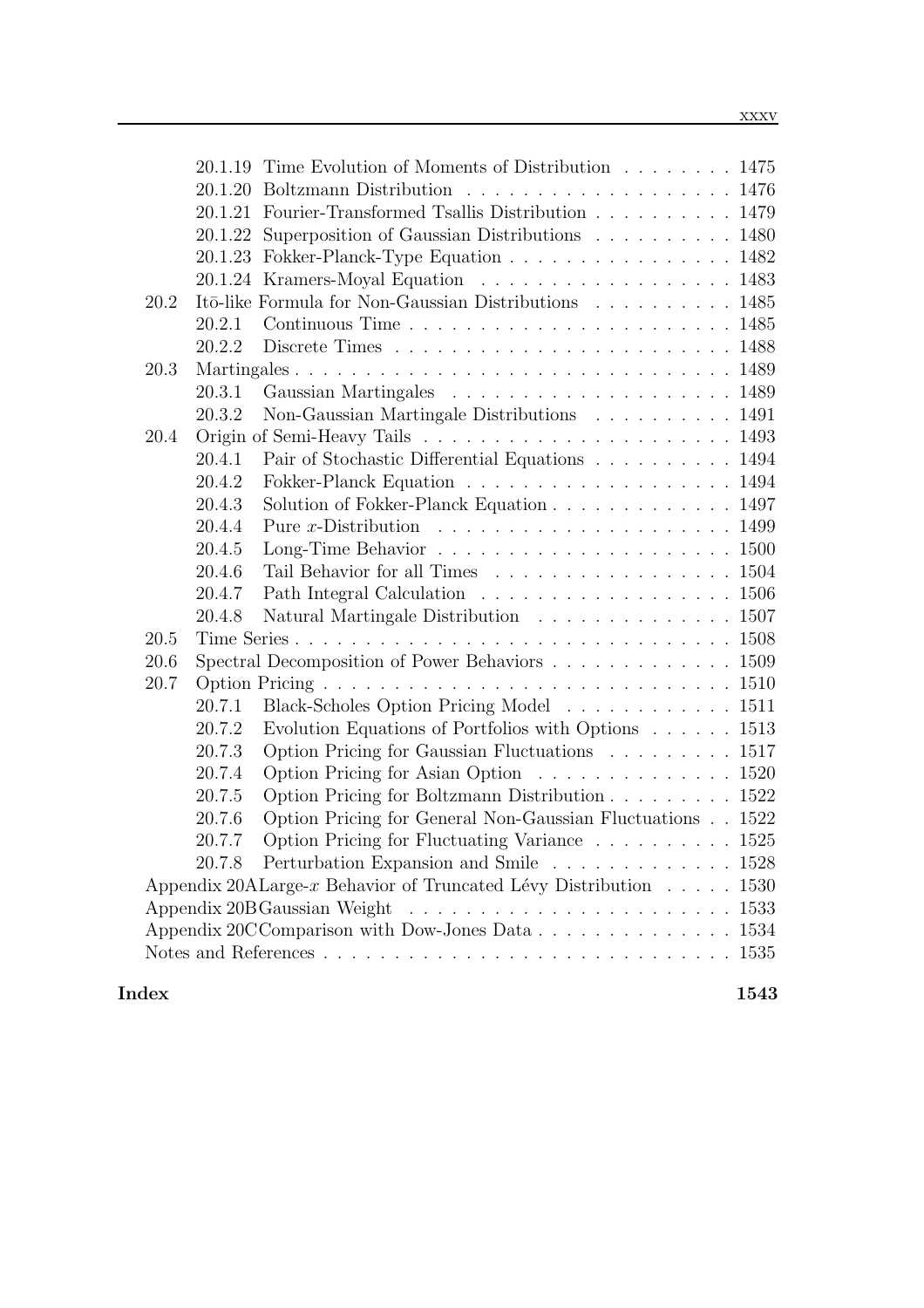20.1.19 Time Evolution of Moments of Distribution . . . . . . . . 1475
20.1.20 Boltzmann Distribution . . . . . . . . . . . . . . . . . . . 1476
20.1.21 Fourier-Transformed Tsallis Distribution . . . . . . . . . . 1479
20.1.22 Superposition of Gaussian Distributions . . . . . . . . . . 1480
20.1.23 Fokker-Planck-Type Equation . . . . . . . . . . . . . . . . 1482
20.1.24 Kramers-Moyal Equation . . . . . . . . . . . . . . . . . . 1483

20.2 Itō-like Formula for Non-Gaussian Distributions . . . . . . . . . . 1485
20.2.1 Continuous Time . . . . . . . . . . . . . . . . . . . . . . . 1485
20.2.2 Discrete Times . . . . . . . . . . . . . . . . . . . . . . . . 1488

20.3 Martingales . . . . . . . . . . . . . . . . . . . . . . . . . . . . . . 1489
20.3.1 Gaussian Martingales . . . . . . . . . . . . . . . . . . . . 1489
20.3.2 Non-Gaussian Martingale Distributions . . . . . . . . . . 1491

20.4 Origin of Semi-Heavy Tails . . . . . . . . . . . . . . . . . . . . . . 1493
20.4.1 Pair of Stochastic Differential Equations . . . . . . . . . . 1494
20.4.2 Fokker-Planck Equation . . . . . . . . . . . . . . . . . . . 1494
20.4.3 Solution of Fokker-Planck Equation . . . . . . . . . . . . . 1497
20.4.4 Pure $x$-Distribution . . . . . . . . . . . . . . . . . . . . . 1499
20.4.5 Long-Time Behavior . . . . . . . . . . . . . . . . . . . . . 1500
20.4.6 Tail Behavior for all Times . . . . . . . . . . . . . . . . . 1504
20.4.7 Path Integral Calculation . . . . . . . . . . . . . . . . . . 1506
20.4.8 Natural Martingale Distribution . . . . . . . . . . . . . . 1507

20.5 Time Series . . . . . . . . . . . . . . . . . . . . . . . . . . . . . . 1508

20.6 Spectral Decomposition of Power Behaviors . . . . . . . . . . . . . 1509

20.7 Option Pricing . . . . . . . . . . . . . . . . . . . . . . . . . . . . 1510
20.7.1 Black-Scholes Option Pricing Model . . . . . . . . . . . . 1511
20.7.2 Evolution Equations of Portfolios with Options . . . . . . 1513
20.7.3 Option Pricing for Gaussian Fluctuations . . . . . . . . . 1517
20.7.4 Option Pricing for Asian Option . . . . . . . . . . . . . . 1520
20.7.5 Option Pricing for Boltzmann Distribution . . . . . . . . . 1522
20.7.6 Option Pricing for General Non-Gaussian Fluctuations . . 1522
20.7.7 Option Pricing for Fluctuating Variance . . . . . . . . . . 1525
20.7.8 Perturbation Expansion and Smile . . . . . . . . . . . . . 1528

Appendix 20A Large-$x$ Behavior of Truncated Lévy Distribution . . . . . 1530
Appendix 20B Gaussian Weight . . . . . . . . . . . . . . . . . . . . . . 1533
Appendix 20C Comparison with Dow-Jones Data . . . . . . . . . . . . . . 1534
Notes and References . . . . . . . . . . . . . . . . . . . . . . . . . . . 1535

**Index** **1543**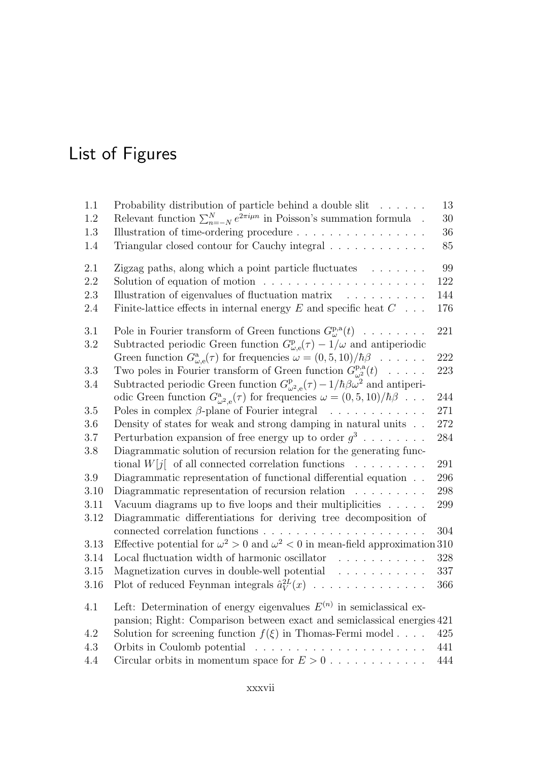# List of Figures

| | | |
|---|---|---|
| 1.1 | Probability distribution of particle behind a double slit | 13 |
| 1.2 | Relevant function $\sum_{n=-N}^{N} e^{2\pi i\mu n}$ in Poisson's summation formula | 30 |
| 1.3 | Illustration of time-ordering procedure | 36 |
| 1.4 | Triangular closed contour for Cauchy integral | 85 |
| 2.1 | Zigzag paths, along which a point particle fluctuates | 99 |
| 2.2 | Solution of equation of motion | 122 |
| 2.3 | Illustration of eigenvalues of fluctuation matrix | 144 |
| 2.4 | Finite-lattice effects in internal energy $E$ and specific heat $C$ | 176 |
| 3.1 | Pole in Fourier transform of Green functions $G_{\omega}^{\mathrm{p,a}}(t)$ | 221 |
| 3.2 | Subtracted periodic Green function $G_{\omega,\mathrm{e}}^{\mathrm{p}}(\tau) - 1/\omega$ and antiperiodic Green function $G_{\omega,\mathrm{e}}^{\mathrm{a}}(\tau)$ for frequencies $\omega = (0, 5, 10)/\hbar\beta$ | 222 |
| 3.3 | Two poles in Fourier transform of Green function $G_{\omega^2}^{\mathrm{p,a}}(t)$ | 223 |
| 3.4 | Subtracted periodic Green function $G_{\omega^2,\mathrm{e}}^{\mathrm{p}}(\tau) - 1/\hbar\beta\omega^2$ and antiperiodic Green function $G_{\omega^2,\mathrm{e}}^{\mathrm{a}}(\tau)$ for frequencies $\omega = (0, 5, 10)/\hbar\beta$ | 244 |
| 3.5 | Poles in complex $\beta$-plane of Fourier integral | 271 |
| 3.6 | Density of states for weak and strong damping in natural units | 272 |
| 3.7 | Perturbation expansion of free energy up to order $g^3$ | 284 |
| 3.8 | Diagrammatic solution of recursion relation for the generating functional $W[j[$ of all connected correlation functions | 291 |
| 3.9 | Diagrammatic representation of functional differential equation | 296 |
| 3.10 | Diagrammatic representation of recursion relation | 298 |
| 3.11 | Vacuum diagrams up to five loops and their multiplicities | 299 |
| 3.12 | Diagrammatic differentiations for deriving tree decomposition of connected correlation functions | 304 |
| 3.13 | Effective potential for $\omega^2 > 0$ and $\omega^2 < 0$ in mean-field approximation | 310 |
| 3.14 | Local fluctuation width of harmonic oscillator | 328 |
| 3.15 | Magnetization curves in double-well potential | 337 |
| 3.16 | Plot of reduced Feynman integrals $\hat{a}_V^{2L}(x)$ | 366 |
| 4.1 | Left: Determination of energy eigenvalues $E^{(n)}$ in semiclassical expansion; Right: Comparison between exact and semiclassical energies | 421 |
| 4.2 | Solution for screening function $f(\xi)$ in Thomas-Fermi model | 425 |
| 4.3 | Orbits in Coulomb potential | 441 |
| 4.4 | Circular orbits in momentum space for $E > 0$ | 444 |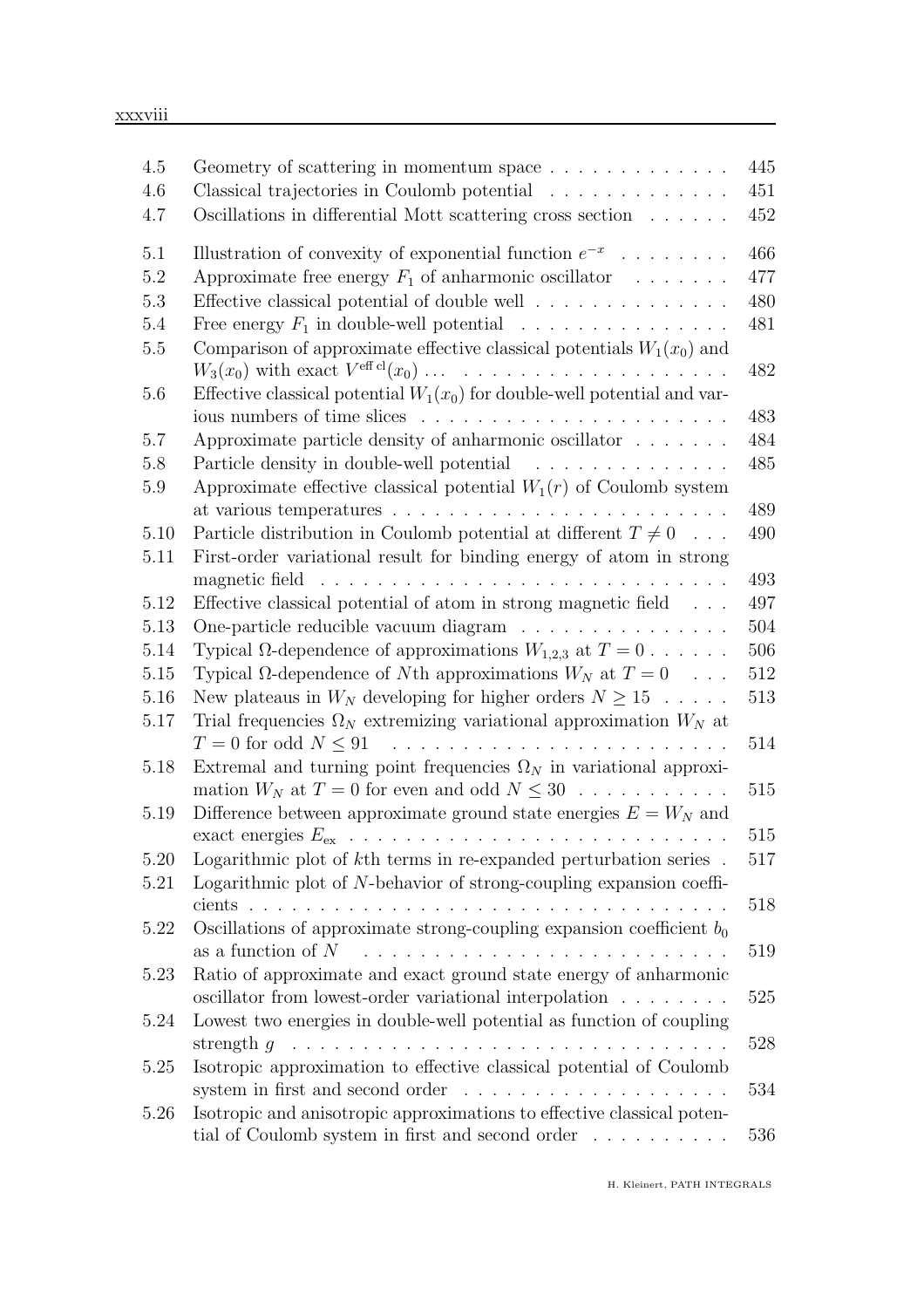| | | |
|---|---|---|
| 4.5 | Geometry of scattering in momentum space | 445 |
| 4.6 | Classical trajectories in Coulomb potential | 451 |
| 4.7 | Oscillations in differential Mott scattering cross section | 452 |
| 5.1 | Illustration of convexity of exponential function $e^{-x}$ | 466 |
| 5.2 | Approximate free energy $F_1$ of anharmonic oscillator | 477 |
| 5.3 | Effective classical potential of double well | 480 |
| 5.4 | Free energy $F_1$ in double-well potential | 481 |
| 5.5 | Comparison of approximate effective classical potentials $W_1(x_0)$ and $W_3(x_0)$ with exact $V^{\text{eff cl}}(x_0)$ ... | 482 |
| 5.6 | Effective classical potential $W_1(x_0)$ for double-well potential and various numbers of time slices | 483 |
| 5.7 | Approximate particle density of anharmonic oscillator | 484 |
| 5.8 | Particle density in double-well potential | 485 |
| 5.9 | Approximate effective classical potential $W_1(r)$ of Coulomb system at various temperatures | 489 |
| 5.10 | Particle distribution in Coulomb potential at different $T \neq 0$ | 490 |
| 5.11 | First-order variational result for binding energy of atom in strong magnetic field | 493 |
| 5.12 | Effective classical potential of atom in strong magnetic field | 497 |
| 5.13 | One-particle reducible vacuum diagram | 504 |
| 5.14 | Typical $\Omega$-dependence of approximations $W_{1,2,3}$ at $T = 0$ | 506 |
| 5.15 | Typical $\Omega$-dependence of $N$th approximations $W_N$ at $T = 0$ | 512 |
| 5.16 | New plateaus in $W_N$ developing for higher orders $N \geq 15$ | 513 |
| 5.17 | Trial frequencies $\Omega_N$ extremizing variational approximation $W_N$ at $T = 0$ for odd $N \leq 91$ | 514 |
| 5.18 | Extremal and turning point frequencies $\Omega_N$ in variational approximation $W_N$ at $T = 0$ for even and odd $N \leq 30$ | 515 |
| 5.19 | Difference between approximate ground state energies $E = W_N$ and exact energies $E_{\text{ex}}$ | 515 |
| 5.20 | Logarithmic plot of $k$th terms in re-expanded perturbation series | 517 |
| 5.21 | Logarithmic plot of $N$-behavior of strong-coupling expansion coefficients | 518 |
| 5.22 | Oscillations of approximate strong-coupling expansion coefficient $b_0$ as a function of $N$ | 519 |
| 5.23 | Ratio of approximate and exact ground state energy of anharmonic oscillator from lowest-order variational interpolation | 525 |
| 5.24 | Lowest two energies in double-well potential as function of coupling strength $g$ | 528 |
| 5.25 | Isotropic approximation to effective classical potential of Coulomb system in first and second order | 534 |
| 5.26 | Isotropic and anisotropic approximations to effective classical potential of Coulomb system in first and second order | 536 |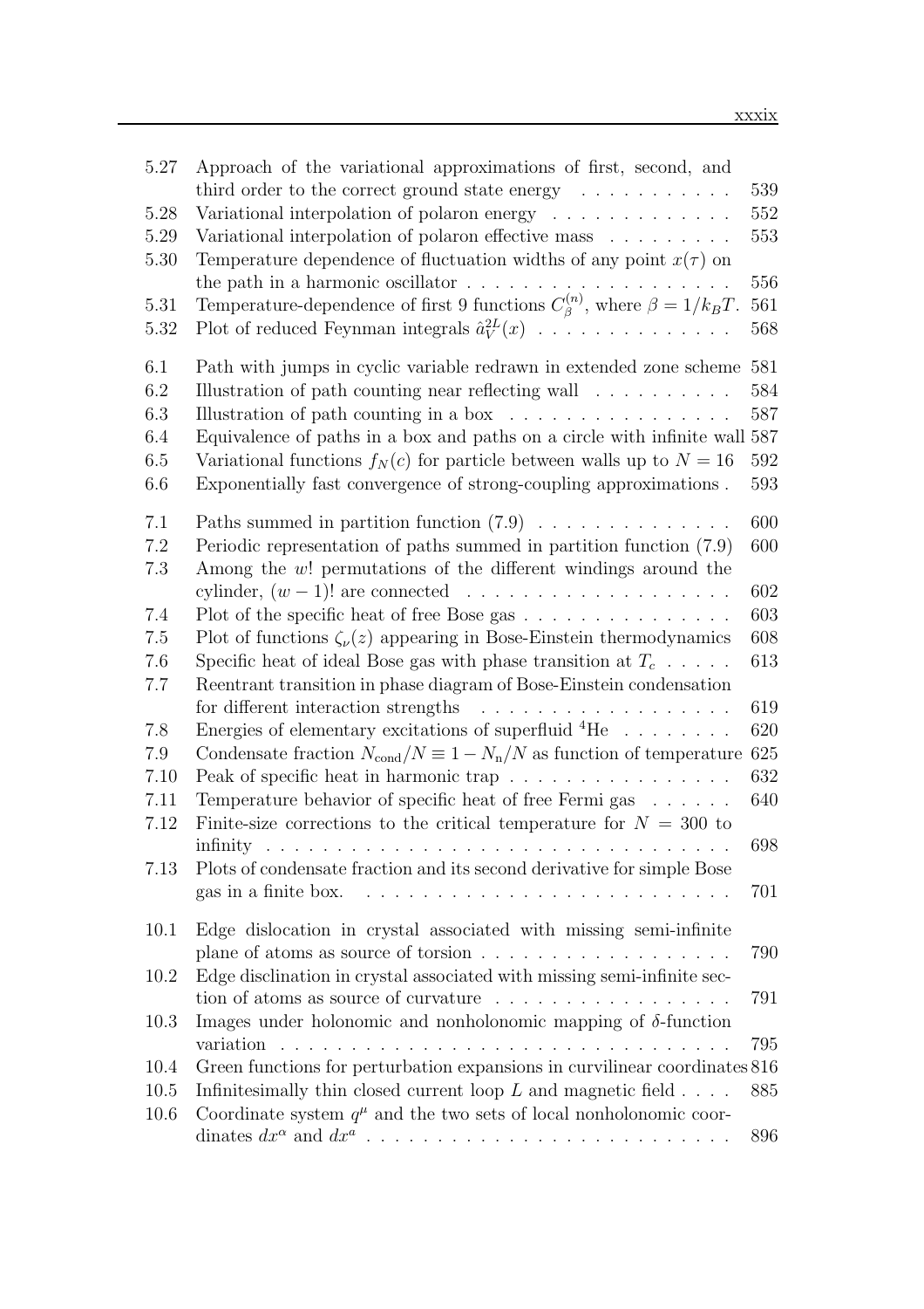| | | |
|---|---|---|
| 5.27 | Approach of the variational approximations of first, second, and third order to the correct ground state energy | 539 |
| 5.28 | Variational interpolation of polaron energy | 552 |
| 5.29 | Variational interpolation of polaron effective mass | 553 |
| 5.30 | Temperature dependence of fluctuation widths of any point $x(\tau)$ on the path in a harmonic oscillator | 556 |
| 5.31 | Temperature-dependence of first 9 functions $C_\beta^{(n)}$, where $\beta = 1/k_BT$. | 561 |
| 5.32 | Plot of reduced Feynman integrals $\hat{a}_V^{2L}(x)$ | 568 |
| 6.1 | Path with jumps in cyclic variable redrawn in extended zone scheme | 581 |
| 6.2 | Illustration of path counting near reflecting wall | 584 |
| 6.3 | Illustration of path counting in a box | 587 |
| 6.4 | Equivalence of paths in a box and paths on a circle with infinite wall | 587 |
| 6.5 | Variational functions $f_N(c)$ for particle between walls up to $N = 16$ | 592 |
| 6.6 | Exponentially fast convergence of strong-coupling approximations . | 593 |
| 7.1 | Paths summed in partition function (7.9) | 600 |
| 7.2 | Periodic representation of paths summed in partition function (7.9) | 600 |
| 7.3 | Among the $w!$ permutations of the different windings around the cylinder, $(w-1)!$ are connected | 602 |
| 7.4 | Plot of the specific heat of free Bose gas | 603 |
| 7.5 | Plot of functions $\zeta_\nu(z)$ appearing in Bose-Einstein thermodynamics | 608 |
| 7.6 | Specific heat of ideal Bose gas with phase transition at $T_c$ | 613 |
| 7.7 | Reentrant transition in phase diagram of Bose-Einstein condensation for different interaction strengths | 619 |
| 7.8 | Energies of elementary excitations of superfluid $^4$He | 620 |
| 7.9 | Condensate fraction $N_{\rm cond}/N \equiv 1 - N_{\rm n}/N$ as function of temperature | 625 |
| 7.10 | Peak of specific heat in harmonic trap | 632 |
| 7.11 | Temperature behavior of specific heat of free Fermi gas | 640 |
| 7.12 | Finite-size corrections to the critical temperature for $N = 300$ to infinity | 698 |
| 7.13 | Plots of condensate fraction and its second derivative for simple Bose gas in a finite box. | 701 |
| 10.1 | Edge dislocation in crystal associated with missing semi-infinite plane of atoms as source of torsion | 790 |
| 10.2 | Edge disclination in crystal associated with missing semi-infinite section of atoms as source of curvature | 791 |
| 10.3 | Images under holonomic and nonholonomic mapping of $\delta$-function variation | 795 |
| 10.4 | Green functions for perturbation expansions in curvilinear coordinates | 816 |
| 10.5 | Infinitesimally thin closed current loop $L$ and magnetic field | 885 |
| 10.6 | Coordinate system $q^\mu$ and the two sets of local nonholonomic coordinates $dx^\alpha$ and $dx^a$ | 896 |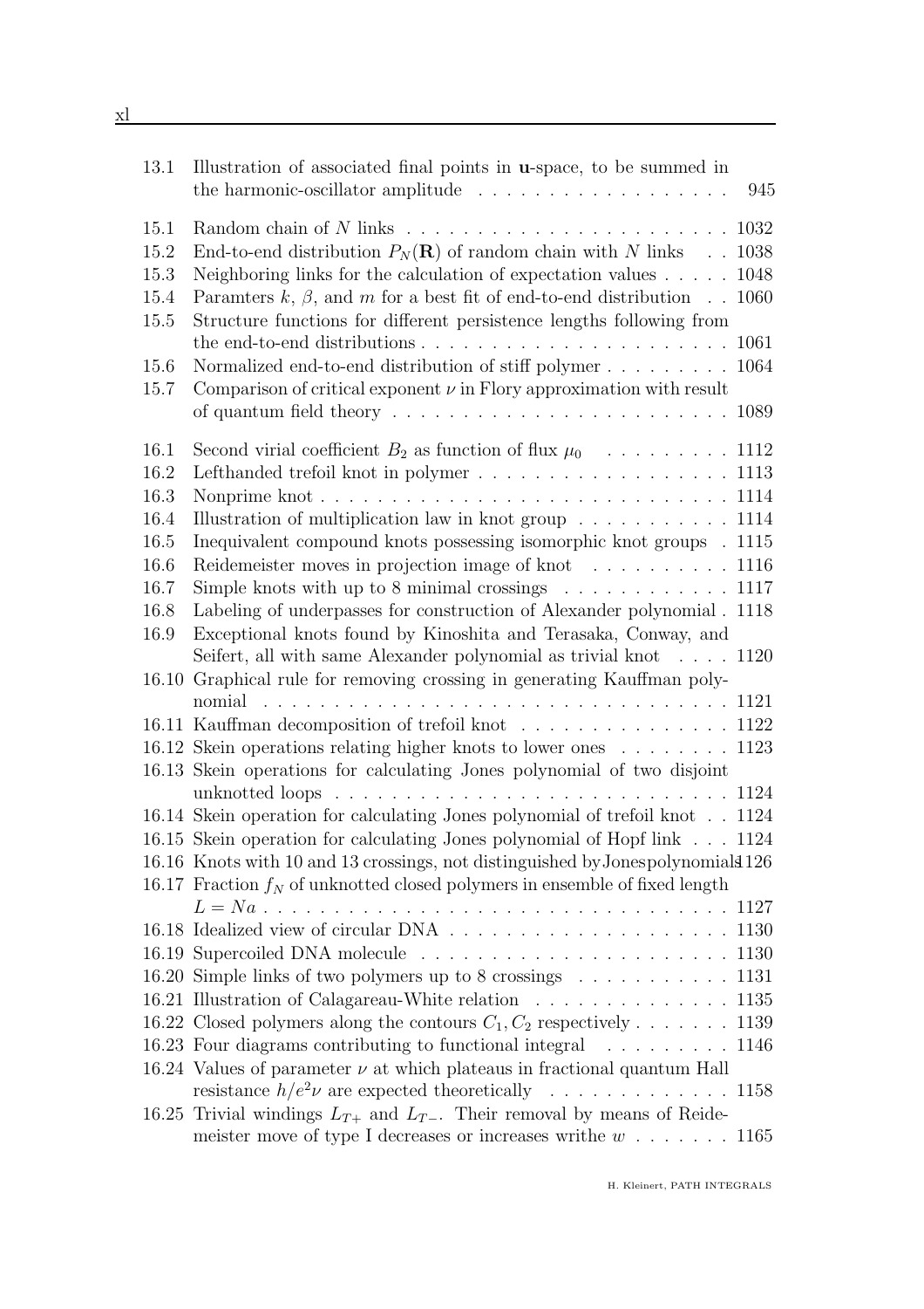| | | |
|---|---|---|
| 13.1 | Illustration of associated final points in **u**-space, to be summed in the harmonic-oscillator amplitude | 945 |
| 15.1 | Random chain of $N$ links | 1032 |
| 15.2 | End-to-end distribution $P_N(\mathbf{R})$ of random chain with $N$ links | 1038 |
| 15.3 | Neighboring links for the calculation of expectation values | 1048 |
| 15.4 | Paramters $k$, $\beta$, and $m$ for a best fit of end-to-end distribution | 1060 |
| 15.5 | Structure functions for different persistence lengths following from the end-to-end distributions | 1061 |
| 15.6 | Normalized end-to-end distribution of stiff polymer | 1064 |
| 15.7 | Comparison of critical exponent $\nu$ in Flory approximation with result of quantum field theory | 1089 |
| 16.1 | Second virial coefficient $B_2$ as function of flux $\mu_0$ | 1112 |
| 16.2 | Lefthanded trefoil knot in polymer | 1113 |
| 16.3 | Nonprime knot | 1114 |
| 16.4 | Illustration of multiplication law in knot group | 1114 |
| 16.5 | Inequivalent compound knots possessing isomorphic knot groups | 1115 |
| 16.6 | Reidemeister moves in projection image of knot | 1116 |
| 16.7 | Simple knots with up to 8 minimal crossings | 1117 |
| 16.8 | Labeling of underpasses for construction of Alexander polynomial | 1118 |
| 16.9 | Exceptional knots found by Kinoshita and Terasaka, Conway, and Seifert, all with same Alexander polynomial as trivial knot | 1120 |
| 16.10 | Graphical rule for removing crossing in generating Kauffman polynomial | 1121 |
| 16.11 | Kauffman decomposition of trefoil knot | 1122 |
| 16.12 | Skein operations relating higher knots to lower ones | 1123 |
| 16.13 | Skein operations for calculating Jones polynomial of two disjoint unknotted loops | 1124 |
| 16.14 | Skein operation for calculating Jones polynomial of trefoil knot | 1124 |
| 16.15 | Skein operation for calculating Jones polynomial of Hopf link | 1124 |
| 16.16 | Knots with 10 and 13 crossings, not distinguished by Jones polynomials | 1126 |
| 16.17 | Fraction $f_N$ of unknotted closed polymers in ensemble of fixed length $L = Na$ | 1127 |
| 16.18 | Idealized view of circular DNA | 1130 |
| 16.19 | Supercoiled DNA molecule | 1130 |
| 16.20 | Simple links of two polymers up to 8 crossings | 1131 |
| 16.21 | Illustration of Calagareau-White relation | 1135 |
| 16.22 | Closed polymers along the contours $C_1, C_2$ respectively | 1139 |
| 16.23 | Four diagrams contributing to functional integral | 1146 |
| 16.24 | Values of parameter $\nu$ at which plateaus in fractional quantum Hall resistance $h/e^2\nu$ are expected theoretically | 1158 |
| 16.25 | Trivial windings $L_{T+}$ and $L_{T-}$. Their removal by means of Reidemeister move of type I decreases or increases writhe $w$ | 1165 |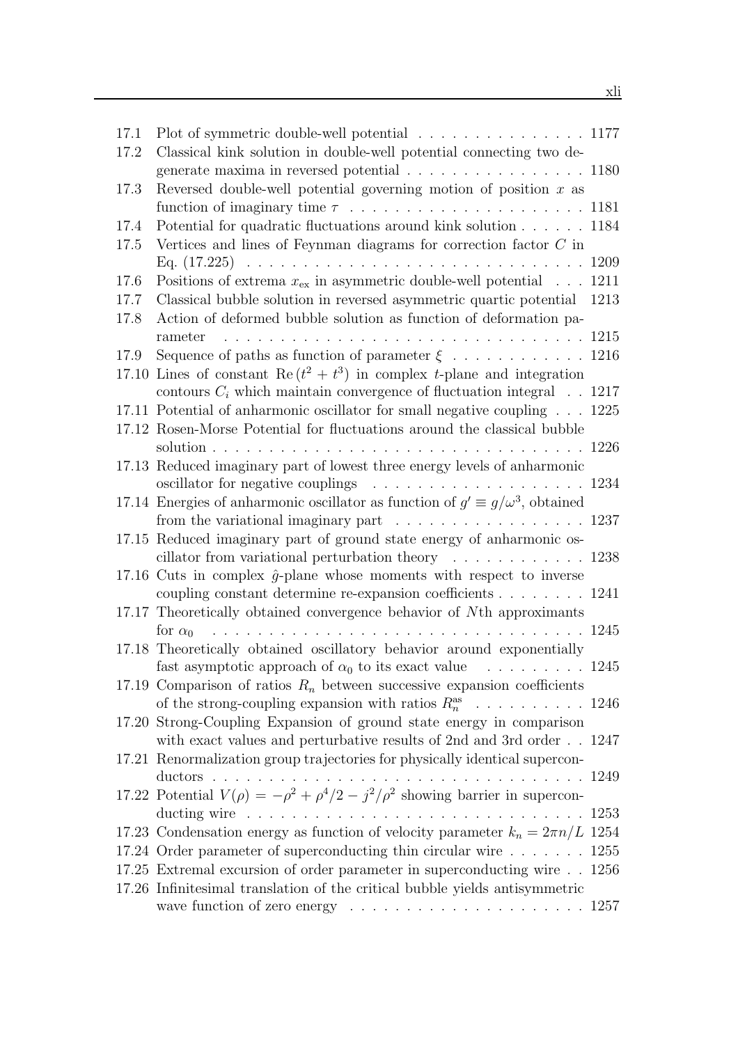| | | |
|---|---|---|
| 17.1 | Plot of symmetric double-well potential | 1177 |
| 17.2 | Classical kink solution in double-well potential connecting two degenerate maxima in reversed potential | 1180 |
| 17.3 | Reversed double-well potential governing motion of position $x$ as function of imaginary time $\tau$ | 1181 |
| 17.4 | Potential for quadratic fluctuations around kink solution | 1184 |
| 17.5 | Vertices and lines of Feynman diagrams for correction factor $C$ in Eq. (17.225) | 1209 |
| 17.6 | Positions of extrema $x_{\rm ex}$ in asymmetric double-well potential | 1211 |
| 17.7 | Classical bubble solution in reversed asymmetric quartic potential | 1213 |
| 17.8 | Action of deformed bubble solution as function of deformation parameter | 1215 |
| 17.9 | Sequence of paths as function of parameter $\xi$ | 1216 |
| 17.10 | Lines of constant $\mathrm{Re}\,(t^2+t^3)$ in complex $t$-plane and integration contours $C_i$ which maintain convergence of fluctuation integral | 1217 |
| 17.11 | Potential of anharmonic oscillator for small negative coupling | 1225 |
| 17.12 | Rosen-Morse Potential for fluctuations around the classical bubble solution | 1226 |
| 17.13 | Reduced imaginary part of lowest three energy levels of anharmonic oscillator for negative couplings | 1234 |
| 17.14 | Energies of anharmonic oscillator as function of $g' \equiv g/\omega^3$, obtained from the variational imaginary part | 1237 |
| 17.15 | Reduced imaginary part of ground state energy of anharmonic oscillator from variational perturbation theory | 1238 |
| 17.16 | Cuts in complex $\hat{g}$-plane whose moments with respect to inverse coupling constant determine re-expansion coefficients | 1241 |
| 17.17 | Theoretically obtained convergence behavior of $N$th approximants for $\alpha_0$ | 1245 |
| 17.18 | Theoretically obtained oscillatory behavior around exponentially fast asymptotic approach of $\alpha_0$ to its exact value | 1245 |
| 17.19 | Comparison of ratios $R_n$ between successive expansion coefficients of the strong-coupling expansion with ratios $R_n^{\rm as}$ | 1246 |
| 17.20 | Strong-Coupling Expansion of ground state energy in comparison with exact values and perturbative results of 2nd and 3rd order | 1247 |
| 17.21 | Renormalization group trajectories for physically identical superconductors | 1249 |
| 17.22 | Potential $V(\rho) = -\rho^2 + \rho^4/2 - j^2/\rho^2$ showing barrier in superconducting wire | 1253 |
| 17.23 | Condensation energy as function of velocity parameter $k_n = 2\pi n/L$ | 1254 |
| 17.24 | Order parameter of superconducting thin circular wire | 1255 |
| 17.25 | Extremal excursion of order parameter in superconducting wire | 1256 |
| 17.26 | Infinitesimal translation of the critical bubble yields antisymmetric wave function of zero energy | 1257 |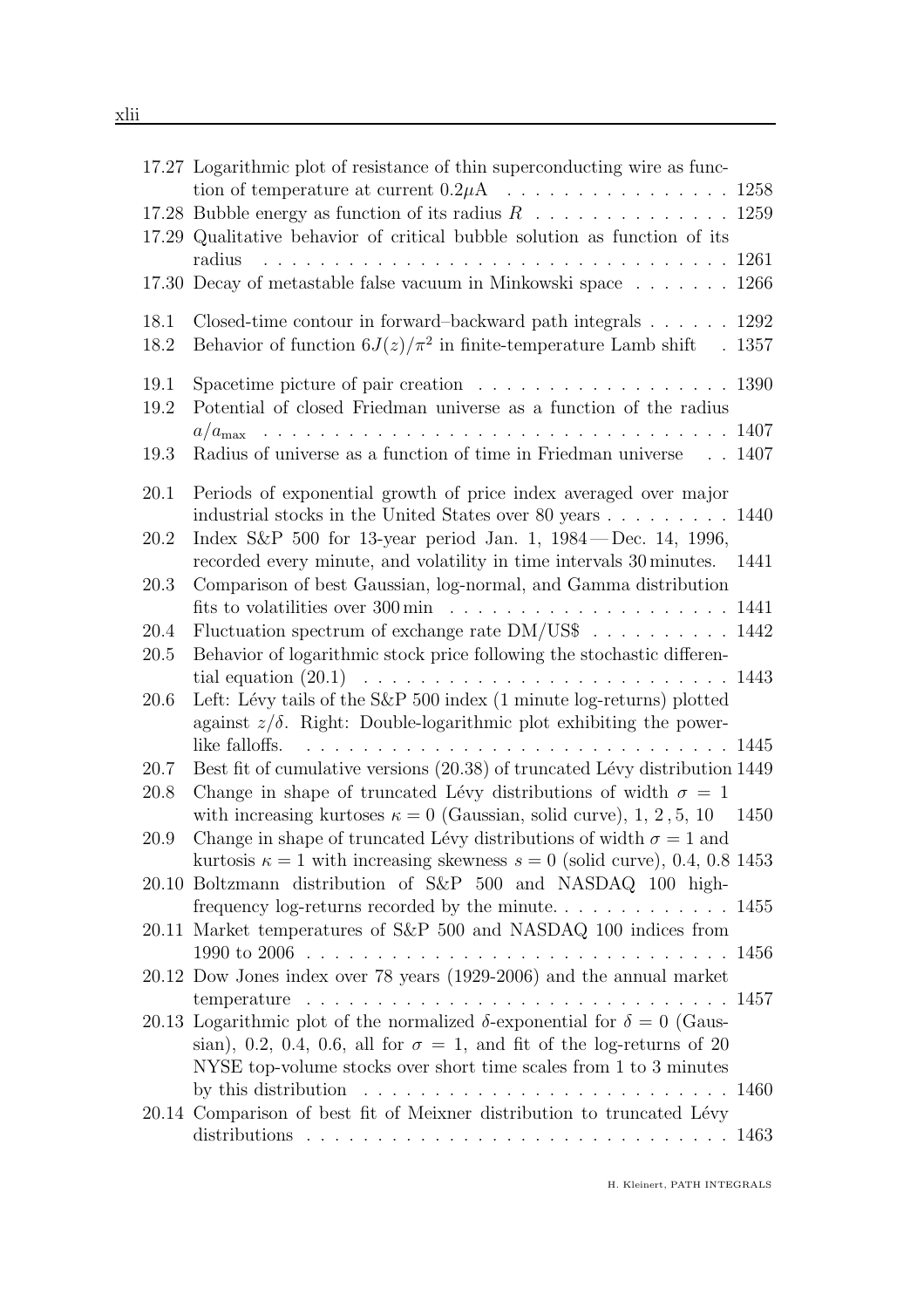17.27 Logarithmic plot of resistance of thin superconducting wire as function of temperature at current $0.2\mu$A . . . . . . . . . . . . . . . . 1258
17.28 Bubble energy as function of its radius $R$ . . . . . . . . . . . . . 1259
17.29 Qualitative behavior of critical bubble solution as function of its radius . . . . . . . . . . . . . . . . . . . . . . . . . . . . . . . . 1261
17.30 Decay of metastable false vacuum in Minkowski space . . . . . . . 1266

18.1 Closed-time contour in forward–backward path integrals . . . . . . 1292
18.2 Behavior of function $6J(z)/\pi^2$ in finite-temperature Lamb shift . 1357

19.1 Spacetime picture of pair creation . . . . . . . . . . . . . . . . . 1390
19.2 Potential of closed Friedman universe as a function of the radius $a/a_{\max}$ . . . . . . . . . . . . . . . . . . . . . . . . . . . . . . . . 1407
19.3 Radius of universe as a function of time in Friedman universe . . 1407

20.1 Periods of exponential growth of price index averaged over major industrial stocks in the United States over 80 years . . . . . . . . . 1440
20.2 Index S&P 500 for 13-year period Jan. 1, 1984 — Dec. 14, 1996, recorded every minute, and volatility in time intervals 30 minutes. 1441
20.3 Comparison of best Gaussian, log-normal, and Gamma distribution fits to volatilities over 300 min . . . . . . . . . . . . . . . . . . . 1441
20.4 Fluctuation spectrum of exchange rate DM/US$ . . . . . . . . . . 1442
20.5 Behavior of logarithmic stock price following the stochastic differential equation (20.1) . . . . . . . . . . . . . . . . . . . . . . . . 1443
20.6 Left: Lévy tails of the S&P 500 index (1 minute log-returns) plotted against $z/\delta$. Right: Double-logarithmic plot exhibiting the power-like falloffs. . . . . . . . . . . . . . . . . . . . . . . . . . . . . . 1445
20.7 Best fit of cumulative versions (20.38) of truncated Lévy distribution 1449
20.8 Change in shape of truncated Lévy distributions of width $\sigma = 1$ with increasing kurtoses $\kappa = 0$ (Gaussian, solid curve), 1, 2 , 5, 10 1450
20.9 Change in shape of truncated Lévy distributions of width $\sigma = 1$ and kurtosis $\kappa = 1$ with increasing skewness $s = 0$ (solid curve), 0.4, 0.8 1453
20.10 Boltzmann distribution of S&P 500 and NASDAQ 100 high-frequency log-returns recorded by the minute. . . . . . . . . . . . . 1455
20.11 Market temperatures of S&P 500 and NASDAQ 100 indices from 1990 to 2006 . . . . . . . . . . . . . . . . . . . . . . . . . . . . . 1456
20.12 Dow Jones index over 78 years (1929-2006) and the annual market temperature . . . . . . . . . . . . . . . . . . . . . . . . . . . . . 1457
20.13 Logarithmic plot of the normalized $\delta$-exponential for $\delta = 0$ (Gaussian), 0.2, 0.4, 0.6, all for $\sigma = 1$, and fit of the log-returns of 20 NYSE top-volume stocks over short time scales from 1 to 3 minutes by this distribution . . . . . . . . . . . . . . . . . . . . . . . . . 1460
20.14 Comparison of best fit of Meixner distribution to truncated Lévy distributions . . . . . . . . . . . . . . . . . . . . . . . . . . . . . 1463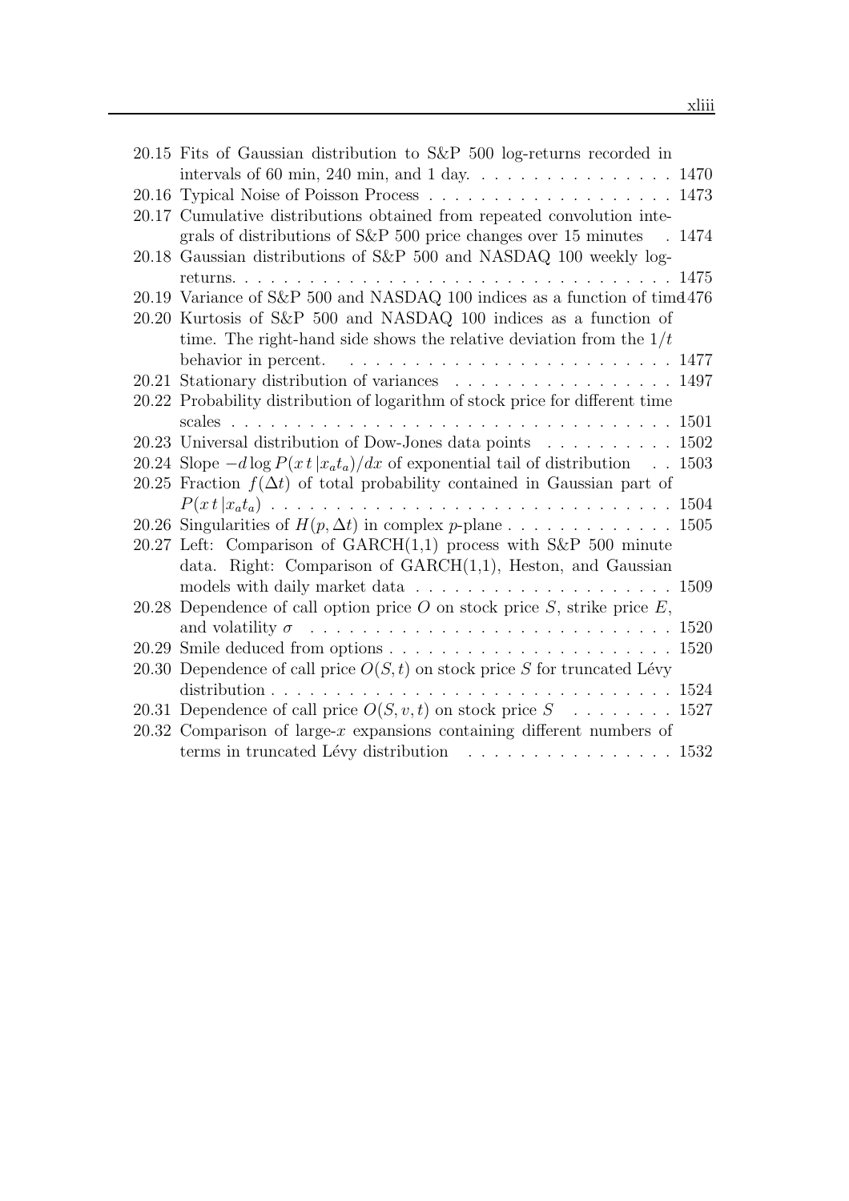20.15 Fits of Gaussian distribution to S&P 500 log-returns recorded in intervals of 60 min, 240 min, and 1 day. . . . . . . . . . . . . . . . 1470

20.16 Typical Noise of Poisson Process . . . . . . . . . . . . . . . . . . . 1473

20.17 Cumulative distributions obtained from repeated convolution integrals of distributions of S&P 500 price changes over 15 minutes . 1474

20.18 Gaussian distributions of S&P 500 and NASDAQ 100 weekly log-returns. . . . . . . . . . . . . . . . . . . . . . . . . . . . . . . . . . 1475

20.19 Variance of S&P 500 and NASDAQ 100 indices as a function of time 1476

20.20 Kurtosis of S&P 500 and NASDAQ 100 indices as a function of time. The right-hand side shows the relative deviation from the $1/t$ behavior in percent. . . . . . . . . . . . . . . . . . . . . . . . . 1477

20.21 Stationary distribution of variances . . . . . . . . . . . . . . . . 1497

20.22 Probability distribution of logarithm of stock price for different time scales . . . . . . . . . . . . . . . . . . . . . . . . . . . . . . . . . . 1501

20.23 Universal distribution of Dow-Jones data points . . . . . . . . . . 1502

20.24 Slope $-d \log P(x\,t\,|x_a t_a)/dx$ of exponential tail of distribution . . 1503

20.25 Fraction $f(\Delta t)$ of total probability contained in Gaussian part of $P(x\,t\,|x_a t_a)$ . . . . . . . . . . . . . . . . . . . . . . . . . . . . . . 1504

20.26 Singularities of $H(p, \Delta t)$ in complex $p$-plane . . . . . . . . . . . . . 1505

20.27 Left: Comparison of GARCH(1,1) process with S&P 500 minute data. Right: Comparison of GARCH(1,1), Heston, and Gaussian models with daily market data . . . . . . . . . . . . . . . . . . . 1509

20.28 Dependence of call option price $O$ on stock price $S$, strike price $E$, and volatility $\sigma$ . . . . . . . . . . . . . . . . . . . . . . . . . . . 1520

20.29 Smile deduced from options . . . . . . . . . . . . . . . . . . . . . . 1520

20.30 Dependence of call price $O(S,t)$ on stock price $S$ for truncated Lévy distribution . . . . . . . . . . . . . . . . . . . . . . . . . . . . . . . 1524

20.31 Dependence of call price $O(S,v,t)$ on stock price $S$ . . . . . . . . 1527

20.32 Comparison of large-$x$ expansions containing different numbers of terms in truncated Lévy distribution . . . . . . . . . . . . . . . . 1532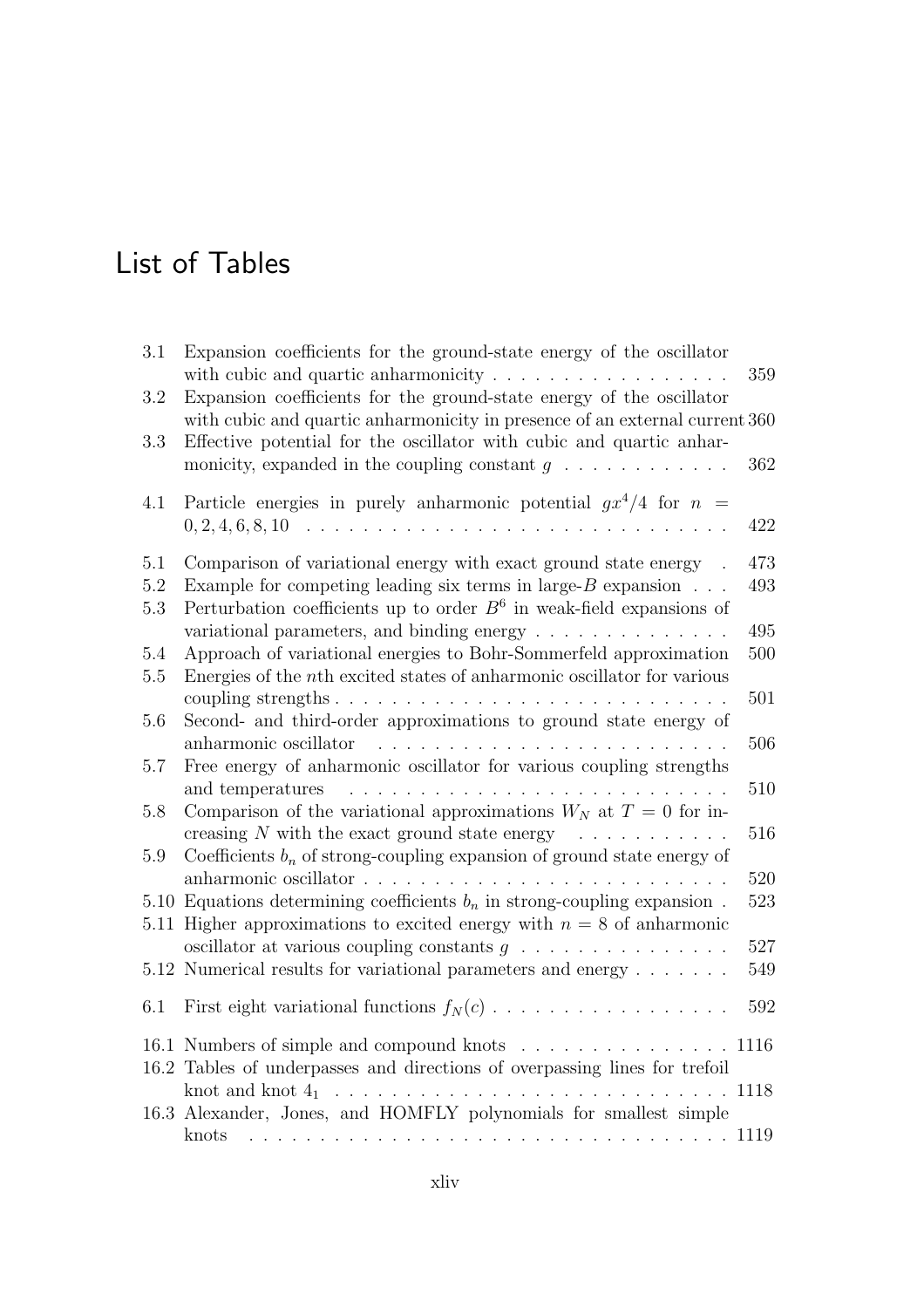# List of Tables

| | | |
|---|---|---|
| 3.1 | Expansion coefficients for the ground-state energy of the oscillator with cubic and quartic anharmonicity | 359 |
| 3.2 | Expansion coefficients for the ground-state energy of the oscillator with cubic and quartic anharmonicity in presence of an external current | 360 |
| 3.3 | Effective potential for the oscillator with cubic and quartic anharmonicity, expanded in the coupling constant $g$ | 362 |
| 4.1 | Particle energies in purely anharmonic potential $gx^4/4$ for $n = 0, 2, 4, 6, 8, 10$ | 422 |
| 5.1 | Comparison of variational energy with exact ground state energy | 473 |
| 5.2 | Example for competing leading six terms in large-$B$ expansion | 493 |
| 5.3 | Perturbation coefficients up to order $B^6$ in weak-field expansions of variational parameters, and binding energy | 495 |
| 5.4 | Approach of variational energies to Bohr-Sommerfeld approximation | 500 |
| 5.5 | Energies of the $n$th excited states of anharmonic oscillator for various coupling strengths | 501 |
| 5.6 | Second- and third-order approximations to ground state energy of anharmonic oscillator | 506 |
| 5.7 | Free energy of anharmonic oscillator for various coupling strengths and temperatures | 510 |
| 5.8 | Comparison of the variational approximations $W_N$ at $T = 0$ for increasing $N$ with the exact ground state energy | 516 |
| 5.9 | Coefficients $b_n$ of strong-coupling expansion of ground state energy of anharmonic oscillator | 520 |
| 5.10 | Equations determining coefficients $b_n$ in strong-coupling expansion | 523 |
| 5.11 | Higher approximations to excited energy with $n = 8$ of anharmonic oscillator at various coupling constants $g$ | 527 |
| 5.12 | Numerical results for variational parameters and energy | 549 |
| 6.1 | First eight variational functions $f_N(c)$ | 592 |
| 16.1 | Numbers of simple and compound knots | 1116 |
| 16.2 | Tables of underpasses and directions of overpassing lines for trefoil knot and knot $4_1$ | 1118 |
| 16.3 | Alexander, Jones, and HOMFLY polynomials for smallest simple knots | 1119 |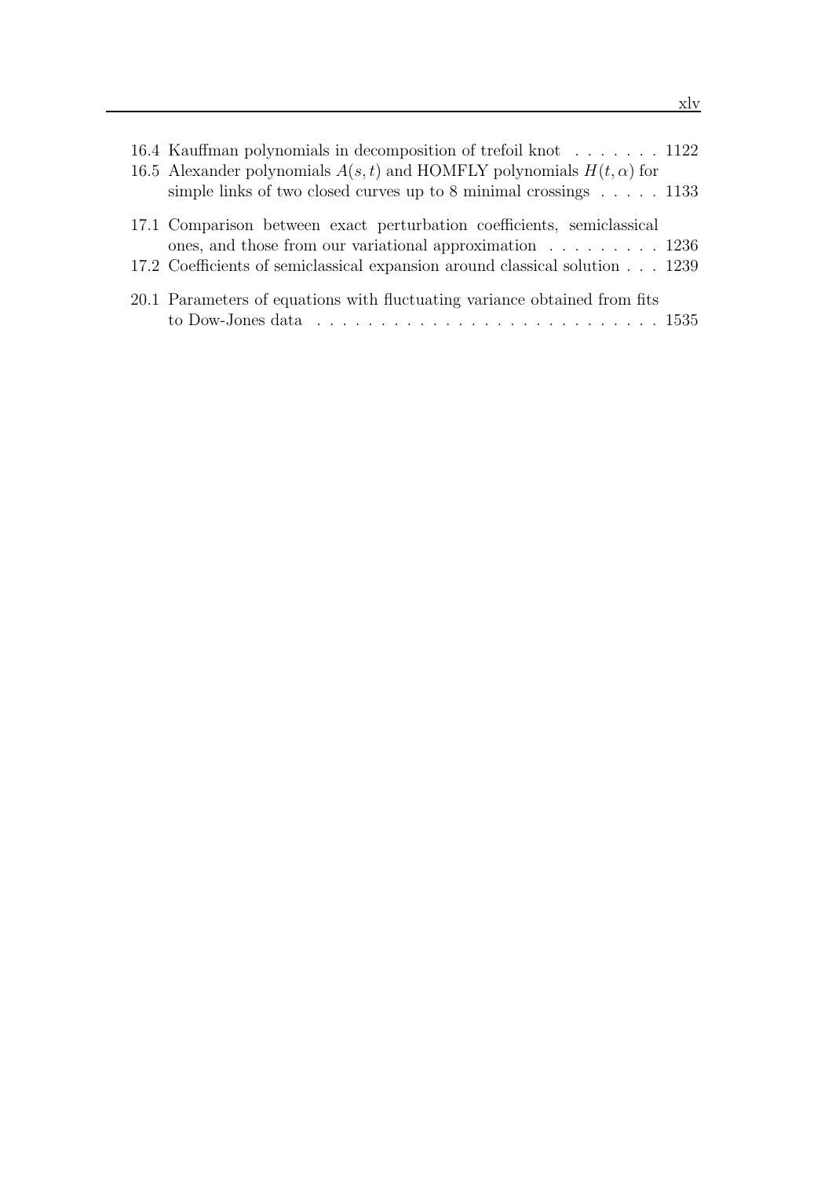16.4 Kauffman polynomials in decomposition of trefoil knot . . . . . . . 1122

16.5 Alexander polynomials $A(s,t)$ and HOMFLY polynomials $H(t,\alpha)$ for simple links of two closed curves up to 8 minimal crossings . . . . . 1133

17.1 Comparison between exact perturbation coefficients, semiclassical ones, and those from our variational approximation . . . . . . . . . 1236

17.2 Coefficients of semiclassical expansion around classical solution . . . 1239

20.1 Parameters of equations with fluctuating variance obtained from fits to Dow-Jones data . . . . . . . . . . . . . . . . . . . . . . . . . . 1535